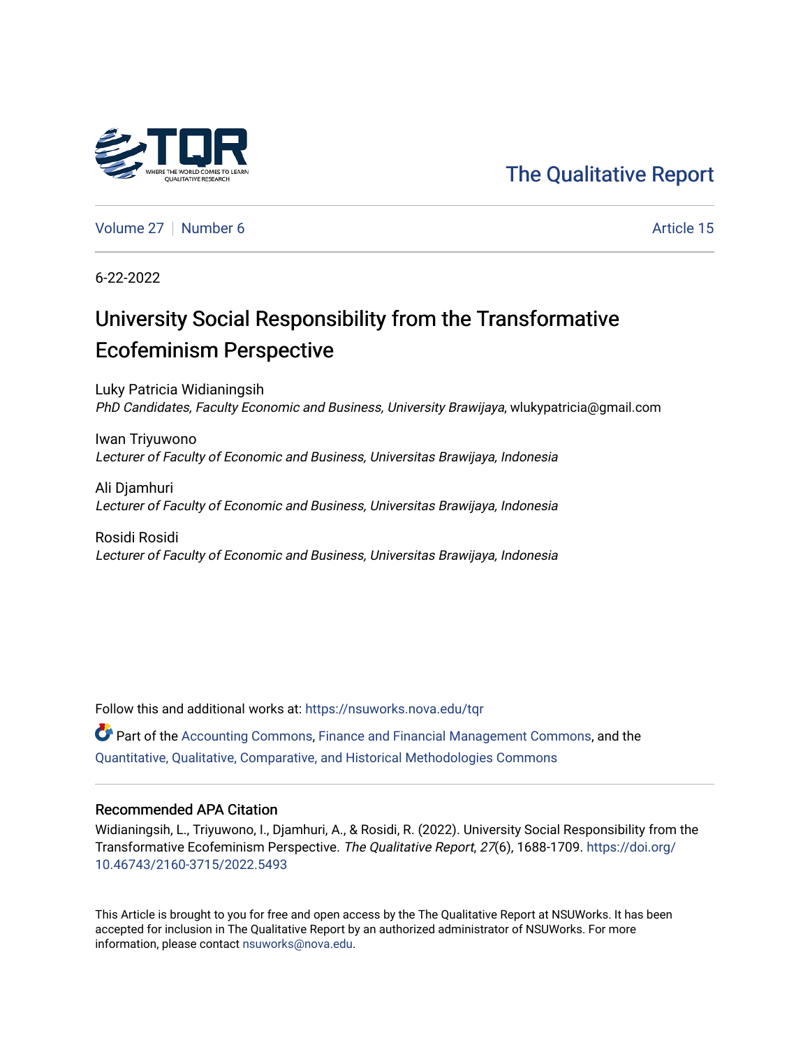The Qualitative Report

Volume 27 | Number 6 | Article 15

6-22-2022

# University Social Responsibility from the Transformative Ecofeminism Perspective

Luky Patricia Widianingsih
*PhD Candidates, Faculty Economic and Business, University Brawijaya*, wlukypatricia@gmail.com

Iwan Triyuwono
*Lecturer of Faculty of Economic and Business, Universitas Brawijaya, Indonesia*

Ali Djamhuri
*Lecturer of Faculty of Economic and Business, Universitas Brawijaya, Indonesia*

Rosidi Rosidi
*Lecturer of Faculty of Economic and Business, Universitas Brawijaya, Indonesia*

Follow this and additional works at: https://nsuworks.nova.edu/tqr

Part of the Accounting Commons, Finance and Financial Management Commons, and the Quantitative, Qualitative, Comparative, and Historical Methodologies Commons

## Recommended APA Citation

Widianingsih, L., Triyuwono, I., Djamhuri, A., & Rosidi, R. (2022). University Social Responsibility from the Transformative Ecofeminism Perspective. *The Qualitative Report*, *27*(6), 1688-1709. https://doi.org/10.46743/2160-3715/2022.5493

This Article is brought to you for free and open access by the The Qualitative Report at NSUWorks. It has been accepted for inclusion in The Qualitative Report by an authorized administrator of NSUWorks. For more information, please contact nsuworks@nova.edu.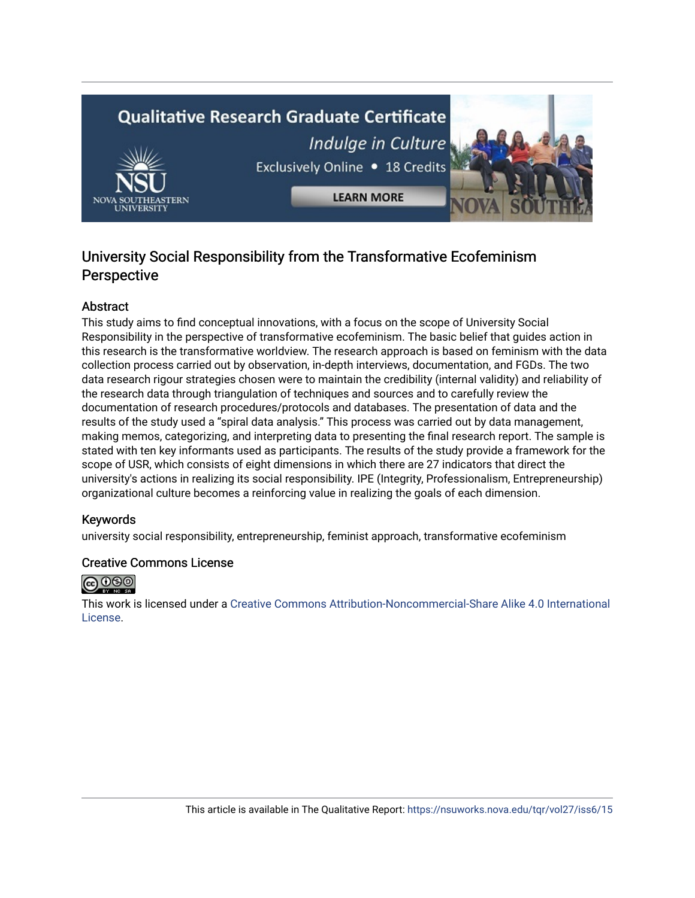# University Social Responsibility from the Transformative Ecofeminism Perspective

## Abstract

This study aims to find conceptual innovations, with a focus on the scope of University Social Responsibility in the perspective of transformative ecofeminism. The basic belief that guides action in this research is the transformative worldview. The research approach is based on feminism with the data collection process carried out by observation, in-depth interviews, documentation, and FGDs. The two data research rigour strategies chosen were to maintain the credibility (internal validity) and reliability of the research data through triangulation of techniques and sources and to carefully review the documentation of research procedures/protocols and databases. The presentation of data and the results of the study used a "spiral data analysis." This process was carried out by data management, making memos, categorizing, and interpreting data to presenting the final research report. The sample is stated with ten key informants used as participants. The results of the study provide a framework for the scope of USR, which consists of eight dimensions in which there are 27 indicators that direct the university's actions in realizing its social responsibility. IPE (Integrity, Professionalism, Entrepreneurship) organizational culture becomes a reinforcing value in realizing the goals of each dimension.

## Keywords

university social responsibility, entrepreneurship, feminist approach, transformative ecofeminism

## Creative Commons License

This work is licensed under a Creative Commons Attribution-Noncommercial-Share Alike 4.0 International License.

This article is available in The Qualitative Report: https://nsuworks.nova.edu/tqr/vol27/iss6/15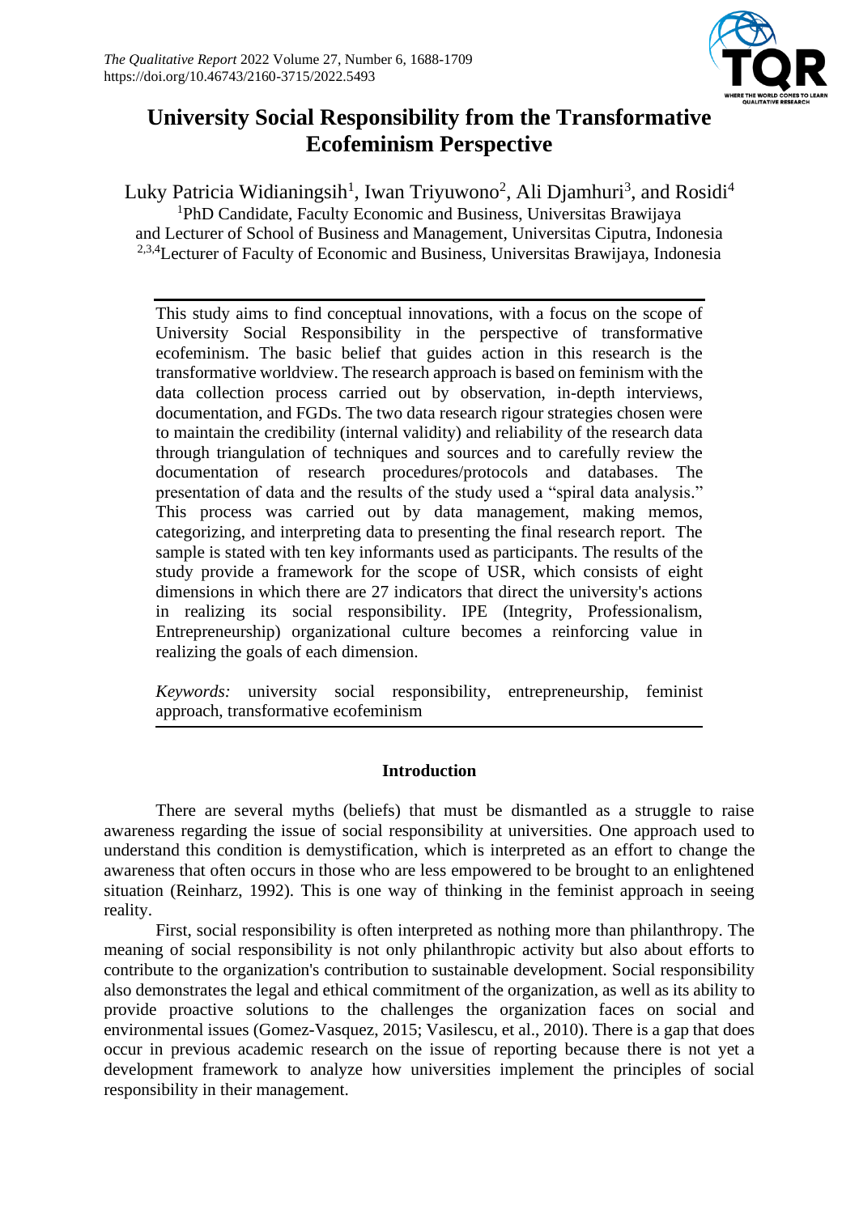# University Social Responsibility from the Transformative Ecofeminism Perspective

Luky Patricia Widianingsih[1], Iwan Triyuwono[2], Ali Djamhuri[3], and Rosidi[4]

[1]PhD Candidate, Faculty Economic and Business, Universitas Brawijaya and Lecturer of School of Business and Management, Universitas Ciputra, Indonesia

[2,3,4]Lecturer of Faculty of Economic and Business, Universitas Brawijaya, Indonesia

This study aims to find conceptual innovations, with a focus on the scope of University Social Responsibility in the perspective of transformative ecofeminism. The basic belief that guides action in this research is the transformative worldview. The research approach is based on feminism with the data collection process carried out by observation, in-depth interviews, documentation, and FGDs. The two data research rigour strategies chosen were to maintain the credibility (internal validity) and reliability of the research data through triangulation of techniques and sources and to carefully review the documentation of research procedures/protocols and databases. The presentation of data and the results of the study used a "spiral data analysis." This process was carried out by data management, making memos, categorizing, and interpreting data to presenting the final research report. The sample is stated with ten key informants used as participants. The results of the study provide a framework for the scope of USR, which consists of eight dimensions in which there are 27 indicators that direct the university's actions in realizing its social responsibility. IPE (Integrity, Professionalism, Entrepreneurship) organizational culture becomes a reinforcing value in realizing the goals of each dimension.

*Keywords:* university social responsibility, entrepreneurship, feminist approach, transformative ecofeminism

## Introduction

There are several myths (beliefs) that must be dismantled as a struggle to raise awareness regarding the issue of social responsibility at universities. One approach used to understand this condition is demystification, which is interpreted as an effort to change the awareness that often occurs in those who are less empowered to be brought to an enlightened situation (Reinharz, 1992). This is one way of thinking in the feminist approach in seeing reality.

First, social responsibility is often interpreted as nothing more than philanthropy. The meaning of social responsibility is not only philanthropic activity but also about efforts to contribute to the organization's contribution to sustainable development. Social responsibility also demonstrates the legal and ethical commitment of the organization, as well as its ability to provide proactive solutions to the challenges the organization faces on social and environmental issues (Gomez-Vasquez, 2015; Vasilescu, et al., 2010). There is a gap that does occur in previous academic research on the issue of reporting because there is not yet a development framework to analyze how universities implement the principles of social responsibility in their management.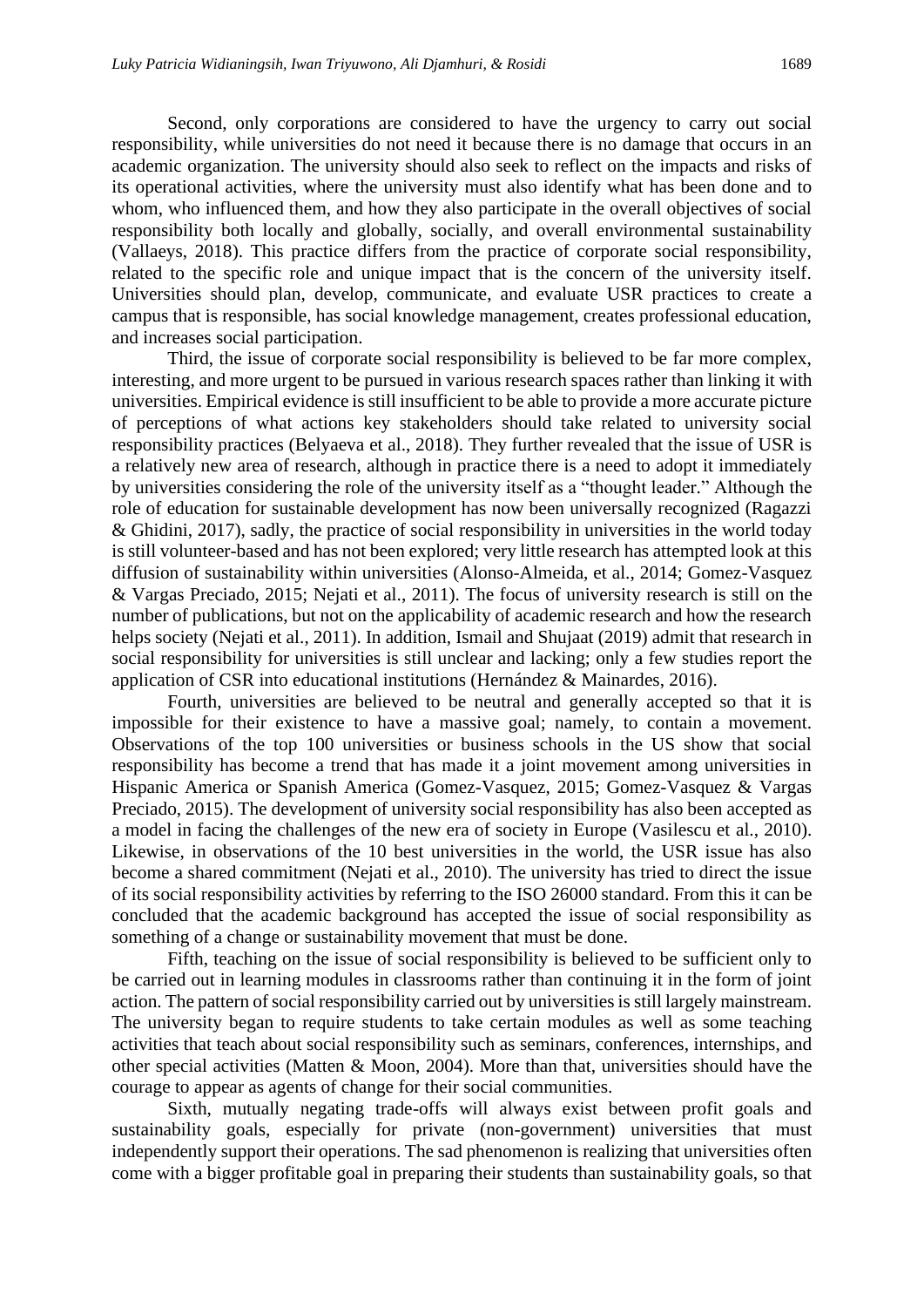Second, only corporations are considered to have the urgency to carry out social responsibility, while universities do not need it because there is no damage that occurs in an academic organization. The university should also seek to reflect on the impacts and risks of its operational activities, where the university must also identify what has been done and to whom, who influenced them, and how they also participate in the overall objectives of social responsibility both locally and globally, socially, and overall environmental sustainability (Vallaeys, 2018). This practice differs from the practice of corporate social responsibility, related to the specific role and unique impact that is the concern of the university itself. Universities should plan, develop, communicate, and evaluate USR practices to create a campus that is responsible, has social knowledge management, creates professional education, and increases social participation.

Third, the issue of corporate social responsibility is believed to be far more complex, interesting, and more urgent to be pursued in various research spaces rather than linking it with universities. Empirical evidence is still insufficient to be able to provide a more accurate picture of perceptions of what actions key stakeholders should take related to university social responsibility practices (Belyaeva et al., 2018). They further revealed that the issue of USR is a relatively new area of research, although in practice there is a need to adopt it immediately by universities considering the role of the university itself as a "thought leader." Although the role of education for sustainable development has now been universally recognized (Ragazzi & Ghidini, 2017), sadly, the practice of social responsibility in universities in the world today is still volunteer-based and has not been explored; very little research has attempted look at this diffusion of sustainability within universities (Alonso-Almeida, et al., 2014; Gomez-Vasquez & Vargas Preciado, 2015; Nejati et al., 2011). The focus of university research is still on the number of publications, but not on the applicability of academic research and how the research helps society (Nejati et al., 2011). In addition, Ismail and Shujaat (2019) admit that research in social responsibility for universities is still unclear and lacking; only a few studies report the application of CSR into educational institutions (Hernández & Mainardes, 2016).

Fourth, universities are believed to be neutral and generally accepted so that it is impossible for their existence to have a massive goal; namely, to contain a movement. Observations of the top 100 universities or business schools in the US show that social responsibility has become a trend that has made it a joint movement among universities in Hispanic America or Spanish America (Gomez-Vasquez, 2015; Gomez-Vasquez & Vargas Preciado, 2015). The development of university social responsibility has also been accepted as a model in facing the challenges of the new era of society in Europe (Vasilescu et al., 2010). Likewise, in observations of the 10 best universities in the world, the USR issue has also become a shared commitment (Nejati et al., 2010). The university has tried to direct the issue of its social responsibility activities by referring to the ISO 26000 standard. From this it can be concluded that the academic background has accepted the issue of social responsibility as something of a change or sustainability movement that must be done.

Fifth, teaching on the issue of social responsibility is believed to be sufficient only to be carried out in learning modules in classrooms rather than continuing it in the form of joint action. The pattern of social responsibility carried out by universities is still largely mainstream. The university began to require students to take certain modules as well as some teaching activities that teach about social responsibility such as seminars, conferences, internships, and other special activities (Matten & Moon, 2004). More than that, universities should have the courage to appear as agents of change for their social communities.

Sixth, mutually negating trade-offs will always exist between profit goals and sustainability goals, especially for private (non-government) universities that must independently support their operations. The sad phenomenon is realizing that universities often come with a bigger profitable goal in preparing their students than sustainability goals, so that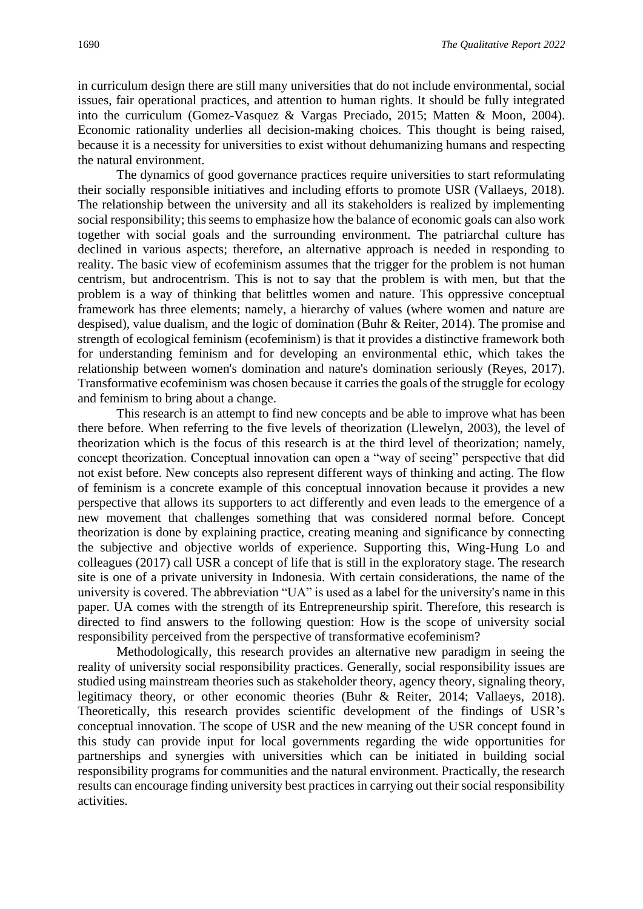in curriculum design there are still many universities that do not include environmental, social issues, fair operational practices, and attention to human rights. It should be fully integrated into the curriculum (Gomez-Vasquez & Vargas Preciado, 2015; Matten & Moon, 2004). Economic rationality underlies all decision-making choices. This thought is being raised, because it is a necessity for universities to exist without dehumanizing humans and respecting the natural environment.

The dynamics of good governance practices require universities to start reformulating their socially responsible initiatives and including efforts to promote USR (Vallaeys, 2018). The relationship between the university and all its stakeholders is realized by implementing social responsibility; this seems to emphasize how the balance of economic goals can also work together with social goals and the surrounding environment. The patriarchal culture has declined in various aspects; therefore, an alternative approach is needed in responding to reality. The basic view of ecofeminism assumes that the trigger for the problem is not human centrism, but androcentrism. This is not to say that the problem is with men, but that the problem is a way of thinking that belittles women and nature. This oppressive conceptual framework has three elements; namely, a hierarchy of values (where women and nature are despised), value dualism, and the logic of domination (Buhr & Reiter, 2014). The promise and strength of ecological feminism (ecofeminism) is that it provides a distinctive framework both for understanding feminism and for developing an environmental ethic, which takes the relationship between women's domination and nature's domination seriously (Reyes, 2017). Transformative ecofeminism was chosen because it carries the goals of the struggle for ecology and feminism to bring about a change.

This research is an attempt to find new concepts and be able to improve what has been there before. When referring to the five levels of theorization (Llewelyn, 2003), the level of theorization which is the focus of this research is at the third level of theorization; namely, concept theorization. Conceptual innovation can open a "way of seeing" perspective that did not exist before. New concepts also represent different ways of thinking and acting. The flow of feminism is a concrete example of this conceptual innovation because it provides a new perspective that allows its supporters to act differently and even leads to the emergence of a new movement that challenges something that was considered normal before. Concept theorization is done by explaining practice, creating meaning and significance by connecting the subjective and objective worlds of experience. Supporting this, Wing-Hung Lo and colleagues (2017) call USR a concept of life that is still in the exploratory stage. The research site is one of a private university in Indonesia. With certain considerations, the name of the university is covered. The abbreviation "UA" is used as a label for the university's name in this paper. UA comes with the strength of its Entrepreneurship spirit. Therefore, this research is directed to find answers to the following question: How is the scope of university social responsibility perceived from the perspective of transformative ecofeminism?

Methodologically, this research provides an alternative new paradigm in seeing the reality of university social responsibility practices. Generally, social responsibility issues are studied using mainstream theories such as stakeholder theory, agency theory, signaling theory, legitimacy theory, or other economic theories (Buhr & Reiter, 2014; Vallaeys, 2018). Theoretically, this research provides scientific development of the findings of USR's conceptual innovation. The scope of USR and the new meaning of the USR concept found in this study can provide input for local governments regarding the wide opportunities for partnerships and synergies with universities which can be initiated in building social responsibility programs for communities and the natural environment. Practically, the research results can encourage finding university best practices in carrying out their social responsibility activities.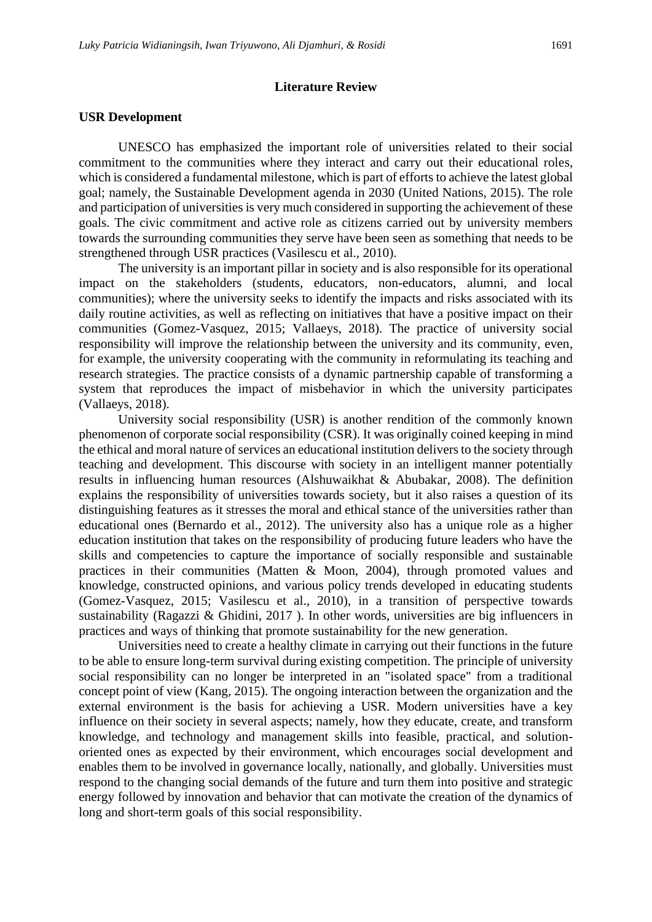## Literature Review

### USR Development

UNESCO has emphasized the important role of universities related to their social commitment to the communities where they interact and carry out their educational roles, which is considered a fundamental milestone, which is part of efforts to achieve the latest global goal; namely, the Sustainable Development agenda in 2030 (United Nations, 2015). The role and participation of universities is very much considered in supporting the achievement of these goals. The civic commitment and active role as citizens carried out by university members towards the surrounding communities they serve have been seen as something that needs to be strengthened through USR practices (Vasilescu et al., 2010).

The university is an important pillar in society and is also responsible for its operational impact on the stakeholders (students, educators, non-educators, alumni, and local communities); where the university seeks to identify the impacts and risks associated with its daily routine activities, as well as reflecting on initiatives that have a positive impact on their communities (Gomez-Vasquez, 2015; Vallaeys, 2018). The practice of university social responsibility will improve the relationship between the university and its community, even, for example, the university cooperating with the community in reformulating its teaching and research strategies. The practice consists of a dynamic partnership capable of transforming a system that reproduces the impact of misbehavior in which the university participates (Vallaeys, 2018).

University social responsibility (USR) is another rendition of the commonly known phenomenon of corporate social responsibility (CSR). It was originally coined keeping in mind the ethical and moral nature of services an educational institution delivers to the society through teaching and development. This discourse with society in an intelligent manner potentially results in influencing human resources (Alshuwaikhat & Abubakar, 2008). The definition explains the responsibility of universities towards society, but it also raises a question of its distinguishing features as it stresses the moral and ethical stance of the universities rather than educational ones (Bernardo et al., 2012). The university also has a unique role as a higher education institution that takes on the responsibility of producing future leaders who have the skills and competencies to capture the importance of socially responsible and sustainable practices in their communities (Matten & Moon, 2004), through promoted values and knowledge, constructed opinions, and various policy trends developed in educating students (Gomez-Vasquez, 2015; Vasilescu et al., 2010), in a transition of perspective towards sustainability (Ragazzi & Ghidini, 2017 ). In other words, universities are big influencers in practices and ways of thinking that promote sustainability for the new generation.

Universities need to create a healthy climate in carrying out their functions in the future to be able to ensure long-term survival during existing competition. The principle of university social responsibility can no longer be interpreted in an "isolated space" from a traditional concept point of view (Kang, 2015). The ongoing interaction between the organization and the external environment is the basis for achieving a USR. Modern universities have a key influence on their society in several aspects; namely, how they educate, create, and transform knowledge, and technology and management skills into feasible, practical, and solution-oriented ones as expected by their environment, which encourages social development and enables them to be involved in governance locally, nationally, and globally. Universities must respond to the changing social demands of the future and turn them into positive and strategic energy followed by innovation and behavior that can motivate the creation of the dynamics of long and short-term goals of this social responsibility.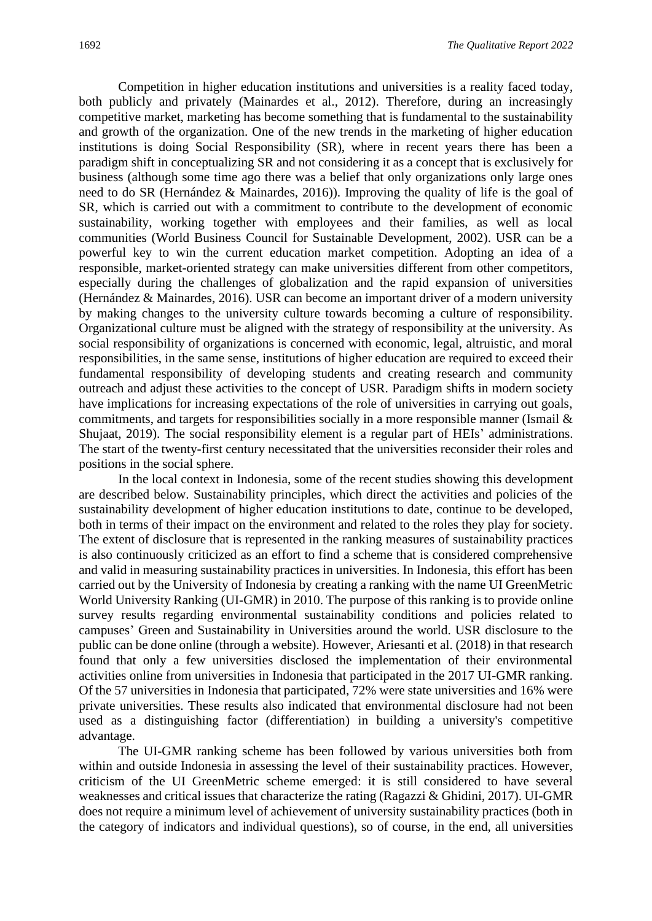Competition in higher education institutions and universities is a reality faced today, both publicly and privately (Mainardes et al., 2012). Therefore, during an increasingly competitive market, marketing has become something that is fundamental to the sustainability and growth of the organization. One of the new trends in the marketing of higher education institutions is doing Social Responsibility (SR), where in recent years there has been a paradigm shift in conceptualizing SR and not considering it as a concept that is exclusively for business (although some time ago there was a belief that only organizations only large ones need to do SR (Hernández & Mainardes, 2016)). Improving the quality of life is the goal of SR, which is carried out with a commitment to contribute to the development of economic sustainability, working together with employees and their families, as well as local communities (World Business Council for Sustainable Development, 2002). USR can be a powerful key to win the current education market competition. Adopting an idea of a responsible, market-oriented strategy can make universities different from other competitors, especially during the challenges of globalization and the rapid expansion of universities (Hernández & Mainardes, 2016). USR can become an important driver of a modern university by making changes to the university culture towards becoming a culture of responsibility. Organizational culture must be aligned with the strategy of responsibility at the university. As social responsibility of organizations is concerned with economic, legal, altruistic, and moral responsibilities, in the same sense, institutions of higher education are required to exceed their fundamental responsibility of developing students and creating research and community outreach and adjust these activities to the concept of USR. Paradigm shifts in modern society have implications for increasing expectations of the role of universities in carrying out goals, commitments, and targets for responsibilities socially in a more responsible manner (Ismail & Shujaat, 2019). The social responsibility element is a regular part of HEIs' administrations. The start of the twenty-first century necessitated that the universities reconsider their roles and positions in the social sphere.

In the local context in Indonesia, some of the recent studies showing this development are described below. Sustainability principles, which direct the activities and policies of the sustainability development of higher education institutions to date, continue to be developed, both in terms of their impact on the environment and related to the roles they play for society. The extent of disclosure that is represented in the ranking measures of sustainability practices is also continuously criticized as an effort to find a scheme that is considered comprehensive and valid in measuring sustainability practices in universities. In Indonesia, this effort has been carried out by the University of Indonesia by creating a ranking with the name UI GreenMetric World University Ranking (UI-GMR) in 2010. The purpose of this ranking is to provide online survey results regarding environmental sustainability conditions and policies related to campuses' Green and Sustainability in Universities around the world. USR disclosure to the public can be done online (through a website). However, Ariesanti et al. (2018) in that research found that only a few universities disclosed the implementation of their environmental activities online from universities in Indonesia that participated in the 2017 UI-GMR ranking. Of the 57 universities in Indonesia that participated, 72% were state universities and 16% were private universities. These results also indicated that environmental disclosure had not been used as a distinguishing factor (differentiation) in building a university's competitive advantage.

The UI-GMR ranking scheme has been followed by various universities both from within and outside Indonesia in assessing the level of their sustainability practices. However, criticism of the UI GreenMetric scheme emerged: it is still considered to have several weaknesses and critical issues that characterize the rating (Ragazzi & Ghidini, 2017). UI-GMR does not require a minimum level of achievement of university sustainability practices (both in the category of indicators and individual questions), so of course, in the end, all universities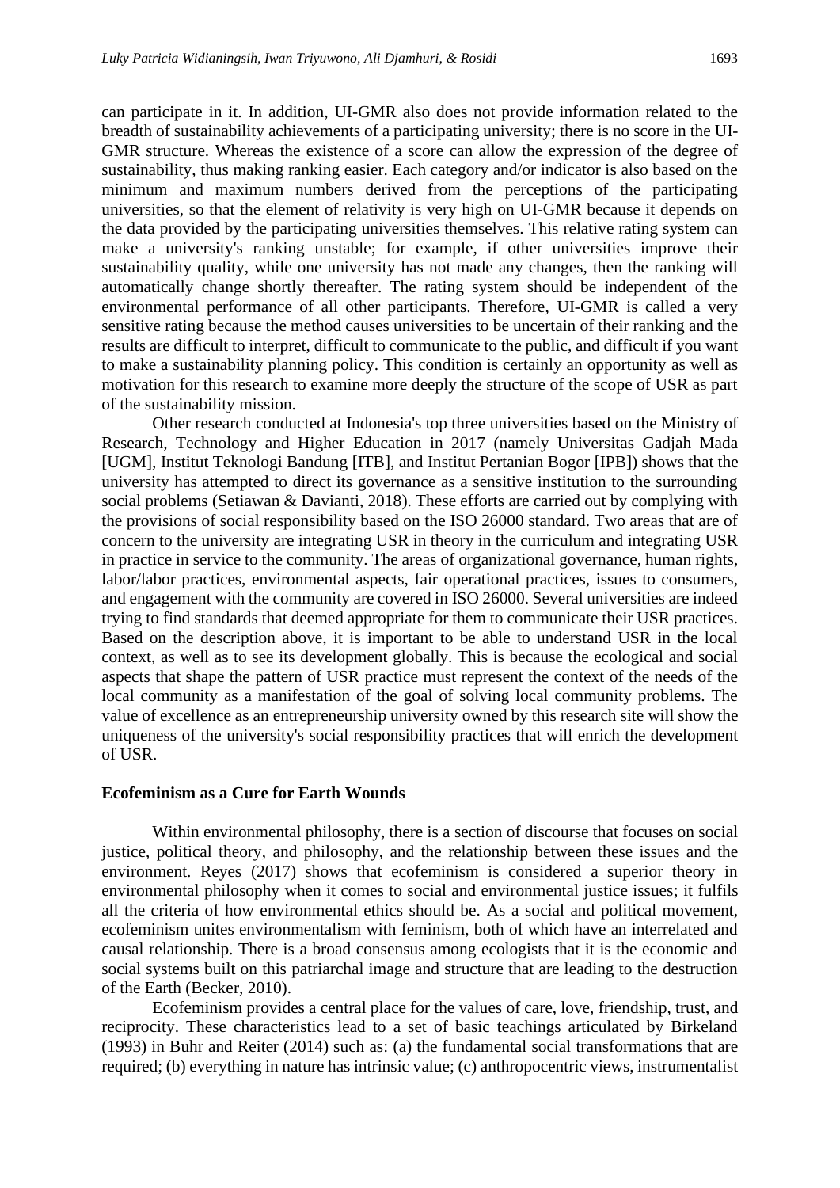can participate in it. In addition, UI-GMR also does not provide information related to the breadth of sustainability achievements of a participating university; there is no score in the UI-GMR structure. Whereas the existence of a score can allow the expression of the degree of sustainability, thus making ranking easier. Each category and/or indicator is also based on the minimum and maximum numbers derived from the perceptions of the participating universities, so that the element of relativity is very high on UI-GMR because it depends on the data provided by the participating universities themselves. This relative rating system can make a university's ranking unstable; for example, if other universities improve their sustainability quality, while one university has not made any changes, then the ranking will automatically change shortly thereafter. The rating system should be independent of the environmental performance of all other participants. Therefore, UI-GMR is called a very sensitive rating because the method causes universities to be uncertain of their ranking and the results are difficult to interpret, difficult to communicate to the public, and difficult if you want to make a sustainability planning policy. This condition is certainly an opportunity as well as motivation for this research to examine more deeply the structure of the scope of USR as part of the sustainability mission.

Other research conducted at Indonesia's top three universities based on the Ministry of Research, Technology and Higher Education in 2017 (namely Universitas Gadjah Mada [UGM], Institut Teknologi Bandung [ITB], and Institut Pertanian Bogor [IPB]) shows that the university has attempted to direct its governance as a sensitive institution to the surrounding social problems (Setiawan & Davianti, 2018). These efforts are carried out by complying with the provisions of social responsibility based on the ISO 26000 standard. Two areas that are of concern to the university are integrating USR in theory in the curriculum and integrating USR in practice in service to the community. The areas of organizational governance, human rights, labor/labor practices, environmental aspects, fair operational practices, issues to consumers, and engagement with the community are covered in ISO 26000. Several universities are indeed trying to find standards that deemed appropriate for them to communicate their USR practices. Based on the description above, it is important to be able to understand USR in the local context, as well as to see its development globally. This is because the ecological and social aspects that shape the pattern of USR practice must represent the context of the needs of the local community as a manifestation of the goal of solving local community problems. The value of excellence as an entrepreneurship university owned by this research site will show the uniqueness of the university's social responsibility practices that will enrich the development of USR.

## Ecofeminism as a Cure for Earth Wounds

Within environmental philosophy, there is a section of discourse that focuses on social justice, political theory, and philosophy, and the relationship between these issues and the environment. Reyes (2017) shows that ecofeminism is considered a superior theory in environmental philosophy when it comes to social and environmental justice issues; it fulfils all the criteria of how environmental ethics should be. As a social and political movement, ecofeminism unites environmentalism with feminism, both of which have an interrelated and causal relationship. There is a broad consensus among ecologists that it is the economic and social systems built on this patriarchal image and structure that are leading to the destruction of the Earth (Becker, 2010).

Ecofeminism provides a central place for the values of care, love, friendship, trust, and reciprocity. These characteristics lead to a set of basic teachings articulated by Birkeland (1993) in Buhr and Reiter (2014) such as: (a) the fundamental social transformations that are required; (b) everything in nature has intrinsic value; (c) anthropocentric views, instrumentalist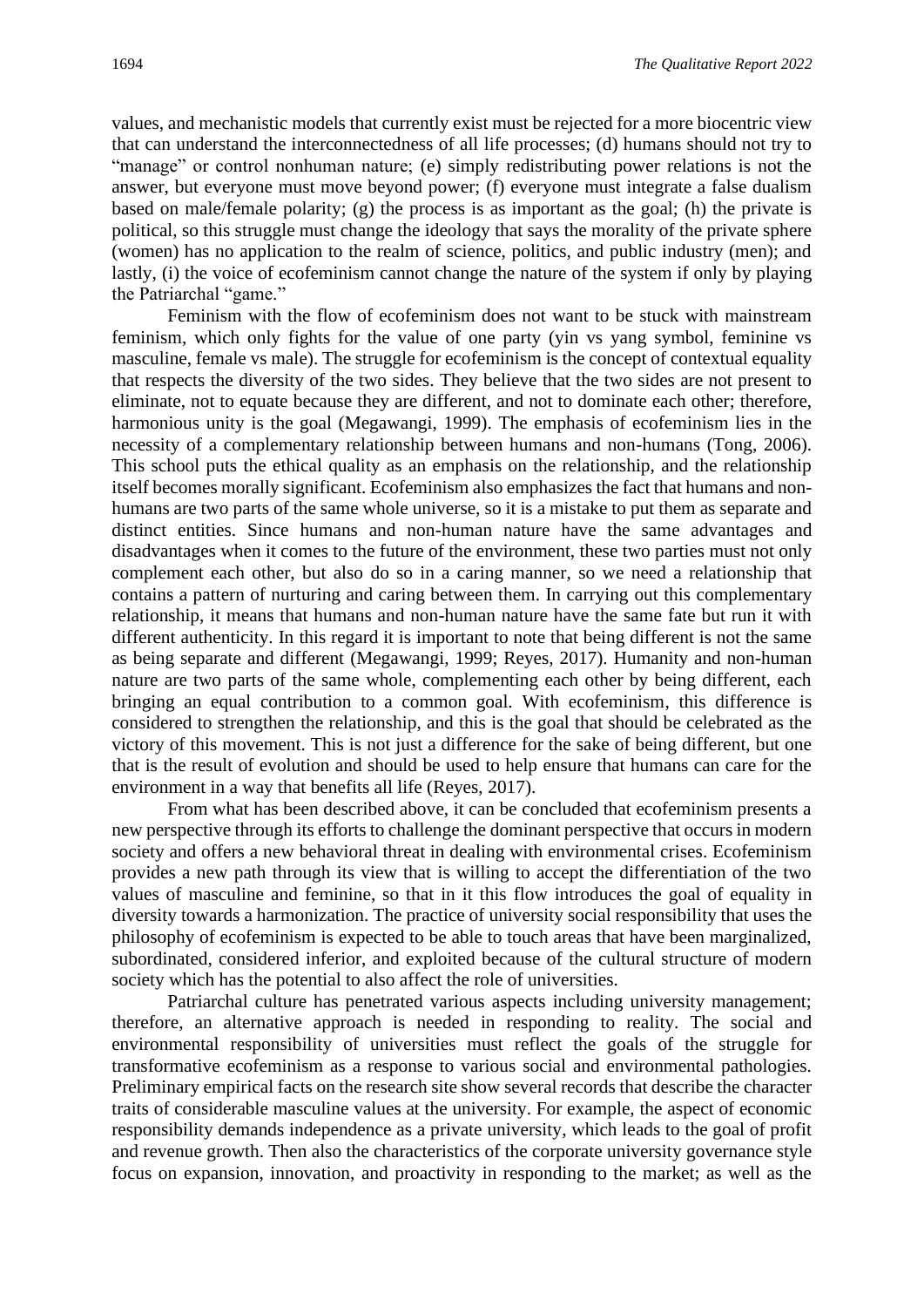values, and mechanistic models that currently exist must be rejected for a more biocentric view that can understand the interconnectedness of all life processes; (d) humans should not try to "manage" or control nonhuman nature; (e) simply redistributing power relations is not the answer, but everyone must move beyond power; (f) everyone must integrate a false dualism based on male/female polarity; (g) the process is as important as the goal; (h) the private is political, so this struggle must change the ideology that says the morality of the private sphere (women) has no application to the realm of science, politics, and public industry (men); and lastly, (i) the voice of ecofeminism cannot change the nature of the system if only by playing the Patriarchal "game."

Feminism with the flow of ecofeminism does not want to be stuck with mainstream feminism, which only fights for the value of one party (yin vs yang symbol, feminine vs masculine, female vs male). The struggle for ecofeminism is the concept of contextual equality that respects the diversity of the two sides. They believe that the two sides are not present to eliminate, not to equate because they are different, and not to dominate each other; therefore, harmonious unity is the goal (Megawangi, 1999). The emphasis of ecofeminism lies in the necessity of a complementary relationship between humans and non-humans (Tong, 2006). This school puts the ethical quality as an emphasis on the relationship, and the relationship itself becomes morally significant. Ecofeminism also emphasizes the fact that humans and non-humans are two parts of the same whole universe, so it is a mistake to put them as separate and distinct entities. Since humans and non-human nature have the same advantages and disadvantages when it comes to the future of the environment, these two parties must not only complement each other, but also do so in a caring manner, so we need a relationship that contains a pattern of nurturing and caring between them. In carrying out this complementary relationship, it means that humans and non-human nature have the same fate but run it with different authenticity. In this regard it is important to note that being different is not the same as being separate and different (Megawangi, 1999; Reyes, 2017). Humanity and non-human nature are two parts of the same whole, complementing each other by being different, each bringing an equal contribution to a common goal. With ecofeminism, this difference is considered to strengthen the relationship, and this is the goal that should be celebrated as the victory of this movement. This is not just a difference for the sake of being different, but one that is the result of evolution and should be used to help ensure that humans can care for the environment in a way that benefits all life (Reyes, 2017).

From what has been described above, it can be concluded that ecofeminism presents a new perspective through its efforts to challenge the dominant perspective that occurs in modern society and offers a new behavioral threat in dealing with environmental crises. Ecofeminism provides a new path through its view that is willing to accept the differentiation of the two values of masculine and feminine, so that in it this flow introduces the goal of equality in diversity towards a harmonization. The practice of university social responsibility that uses the philosophy of ecofeminism is expected to be able to touch areas that have been marginalized, subordinated, considered inferior, and exploited because of the cultural structure of modern society which has the potential to also affect the role of universities.

Patriarchal culture has penetrated various aspects including university management; therefore, an alternative approach is needed in responding to reality. The social and environmental responsibility of universities must reflect the goals of the struggle for transformative ecofeminism as a response to various social and environmental pathologies. Preliminary empirical facts on the research site show several records that describe the character traits of considerable masculine values at the university. For example, the aspect of economic responsibility demands independence as a private university, which leads to the goal of profit and revenue growth. Then also the characteristics of the corporate university governance style focus on expansion, innovation, and proactivity in responding to the market; as well as the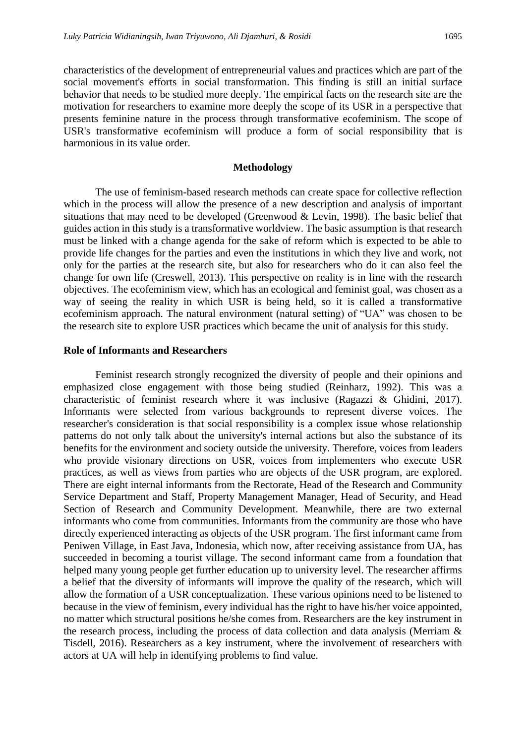characteristics of the development of entrepreneurial values and practices which are part of the social movement's efforts in social transformation. This finding is still an initial surface behavior that needs to be studied more deeply. The empirical facts on the research site are the motivation for researchers to examine more deeply the scope of its USR in a perspective that presents feminine nature in the process through transformative ecofeminism. The scope of USR's transformative ecofeminism will produce a form of social responsibility that is harmonious in its value order.

## Methodology

The use of feminism-based research methods can create space for collective reflection which in the process will allow the presence of a new description and analysis of important situations that may need to be developed (Greenwood & Levin, 1998). The basic belief that guides action in this study is a transformative worldview. The basic assumption is that research must be linked with a change agenda for the sake of reform which is expected to be able to provide life changes for the parties and even the institutions in which they live and work, not only for the parties at the research site, but also for researchers who do it can also feel the change for own life (Creswell, 2013). This perspective on reality is in line with the research objectives. The ecofeminism view, which has an ecological and feminist goal, was chosen as a way of seeing the reality in which USR is being held, so it is called a transformative ecofeminism approach. The natural environment (natural setting) of "UA" was chosen to be the research site to explore USR practices which became the unit of analysis for this study.

### Role of Informants and Researchers

Feminist research strongly recognized the diversity of people and their opinions and emphasized close engagement with those being studied (Reinharz, 1992). This was a characteristic of feminist research where it was inclusive (Ragazzi & Ghidini, 2017). Informants were selected from various backgrounds to represent diverse voices. The researcher's consideration is that social responsibility is a complex issue whose relationship patterns do not only talk about the university's internal actions but also the substance of its benefits for the environment and society outside the university. Therefore, voices from leaders who provide visionary directions on USR, voices from implementers who execute USR practices, as well as views from parties who are objects of the USR program, are explored. There are eight internal informants from the Rectorate, Head of the Research and Community Service Department and Staff, Property Management Manager, Head of Security, and Head Section of Research and Community Development. Meanwhile, there are two external informants who come from communities. Informants from the community are those who have directly experienced interacting as objects of the USR program. The first informant came from Peniwen Village, in East Java, Indonesia, which now, after receiving assistance from UA, has succeeded in becoming a tourist village. The second informant came from a foundation that helped many young people get further education up to university level. The researcher affirms a belief that the diversity of informants will improve the quality of the research, which will allow the formation of a USR conceptualization. These various opinions need to be listened to because in the view of feminism, every individual has the right to have his/her voice appointed, no matter which structural positions he/she comes from. Researchers are the key instrument in the research process, including the process of data collection and data analysis (Merriam & Tisdell, 2016). Researchers as a key instrument, where the involvement of researchers with actors at UA will help in identifying problems to find value.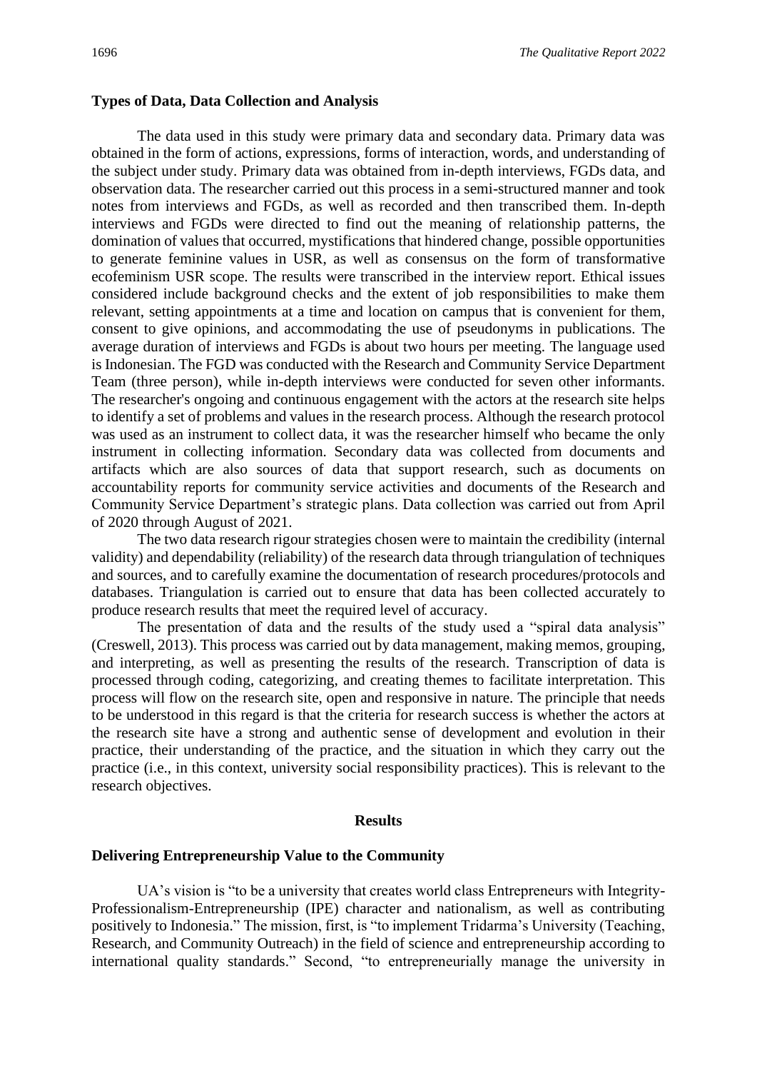### Types of Data, Data Collection and Analysis

The data used in this study were primary data and secondary data. Primary data was obtained in the form of actions, expressions, forms of interaction, words, and understanding of the subject under study. Primary data was obtained from in-depth interviews, FGDs data, and observation data. The researcher carried out this process in a semi-structured manner and took notes from interviews and FGDs, as well as recorded and then transcribed them. In-depth interviews and FGDs were directed to find out the meaning of relationship patterns, the domination of values that occurred, mystifications that hindered change, possible opportunities to generate feminine values in USR, as well as consensus on the form of transformative ecofeminism USR scope. The results were transcribed in the interview report. Ethical issues considered include background checks and the extent of job responsibilities to make them relevant, setting appointments at a time and location on campus that is convenient for them, consent to give opinions, and accommodating the use of pseudonyms in publications. The average duration of interviews and FGDs is about two hours per meeting. The language used is Indonesian. The FGD was conducted with the Research and Community Service Department Team (three person), while in-depth interviews were conducted for seven other informants. The researcher's ongoing and continuous engagement with the actors at the research site helps to identify a set of problems and values in the research process. Although the research protocol was used as an instrument to collect data, it was the researcher himself who became the only instrument in collecting information. Secondary data was collected from documents and artifacts which are also sources of data that support research, such as documents on accountability reports for community service activities and documents of the Research and Community Service Department's strategic plans. Data collection was carried out from April of 2020 through August of 2021.

The two data research rigour strategies chosen were to maintain the credibility (internal validity) and dependability (reliability) of the research data through triangulation of techniques and sources, and to carefully examine the documentation of research procedures/protocols and databases. Triangulation is carried out to ensure that data has been collected accurately to produce research results that meet the required level of accuracy.

The presentation of data and the results of the study used a "spiral data analysis" (Creswell, 2013). This process was carried out by data management, making memos, grouping, and interpreting, as well as presenting the results of the research. Transcription of data is processed through coding, categorizing, and creating themes to facilitate interpretation. This process will flow on the research site, open and responsive in nature. The principle that needs to be understood in this regard is that the criteria for research success is whether the actors at the research site have a strong and authentic sense of development and evolution in their practice, their understanding of the practice, and the situation in which they carry out the practice (i.e., in this context, university social responsibility practices). This is relevant to the research objectives.

## Results

### Delivering Entrepreneurship Value to the Community

UA's vision is "to be a university that creates world class Entrepreneurs with Integrity-Professionalism-Entrepreneurship (IPE) character and nationalism, as well as contributing positively to Indonesia." The mission, first, is "to implement Tridarma's University (Teaching, Research, and Community Outreach) in the field of science and entrepreneurship according to international quality standards." Second, "to entrepreneurially manage the university in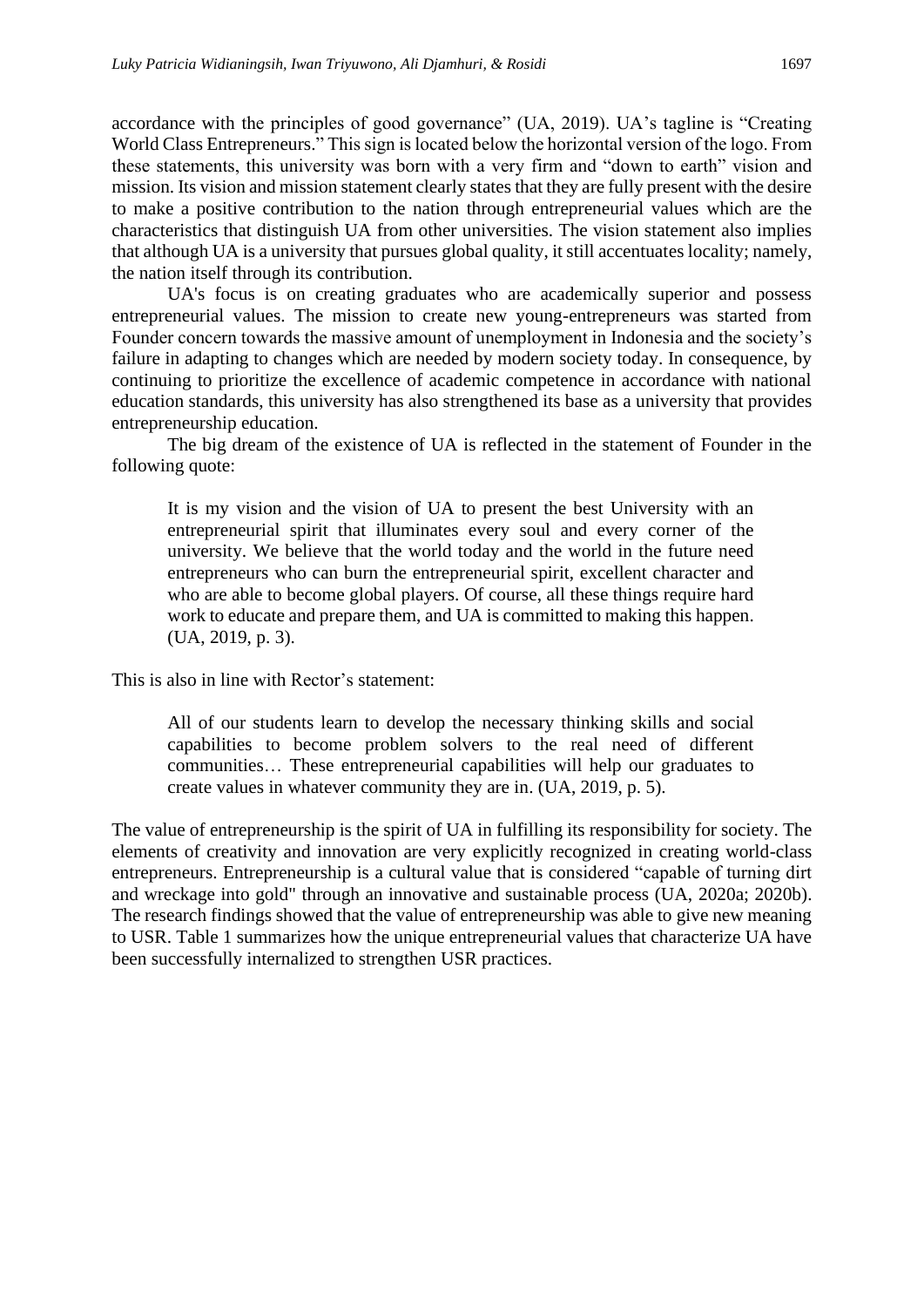accordance with the principles of good governance" (UA, 2019). UA's tagline is "Creating World Class Entrepreneurs." This sign is located below the horizontal version of the logo. From these statements, this university was born with a very firm and "down to earth" vision and mission. Its vision and mission statement clearly states that they are fully present with the desire to make a positive contribution to the nation through entrepreneurial values which are the characteristics that distinguish UA from other universities. The vision statement also implies that although UA is a university that pursues global quality, it still accentuates locality; namely, the nation itself through its contribution.

UA's focus is on creating graduates who are academically superior and possess entrepreneurial values. The mission to create new young-entrepreneurs was started from Founder concern towards the massive amount of unemployment in Indonesia and the society's failure in adapting to changes which are needed by modern society today. In consequence, by continuing to prioritize the excellence of academic competence in accordance with national education standards, this university has also strengthened its base as a university that provides entrepreneurship education.

The big dream of the existence of UA is reflected in the statement of Founder in the following quote:

> It is my vision and the vision of UA to present the best University with an entrepreneurial spirit that illuminates every soul and every corner of the university. We believe that the world today and the world in the future need entrepreneurs who can burn the entrepreneurial spirit, excellent character and who are able to become global players. Of course, all these things require hard work to educate and prepare them, and UA is committed to making this happen. (UA, 2019, p. 3).

This is also in line with Rector's statement:

> All of our students learn to develop the necessary thinking skills and social capabilities to become problem solvers to the real need of different communities… These entrepreneurial capabilities will help our graduates to create values in whatever community they are in. (UA, 2019, p. 5).

The value of entrepreneurship is the spirit of UA in fulfilling its responsibility for society. The elements of creativity and innovation are very explicitly recognized in creating world-class entrepreneurs. Entrepreneurship is a cultural value that is considered "capable of turning dirt and wreckage into gold" through an innovative and sustainable process (UA, 2020a; 2020b). The research findings showed that the value of entrepreneurship was able to give new meaning to USR. Table 1 summarizes how the unique entrepreneurial values that characterize UA have been successfully internalized to strengthen USR practices.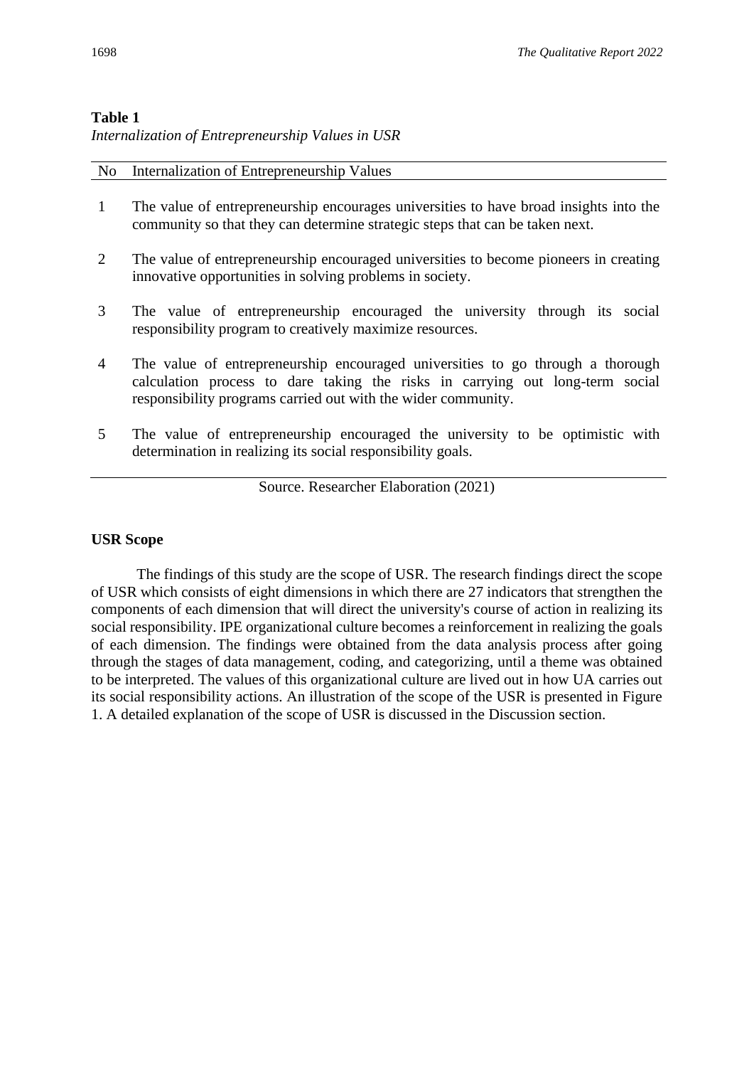**Table 1**
*Internalization of Entrepreneurship Values in USR*

| No | Internalization of Entrepreneurship Values |
|---|---|
| 1 | The value of entrepreneurship encourages universities to have broad insights into the community so that they can determine strategic steps that can be taken next. |
| 2 | The value of entrepreneurship encouraged universities to become pioneers in creating innovative opportunities in solving problems in society. |
| 3 | The value of entrepreneurship encouraged the university through its social responsibility program to creatively maximize resources. |
| 4 | The value of entrepreneurship encouraged universities to go through a thorough calculation process to dare taking the risks in carrying out long-term social responsibility programs carried out with the wider community. |
| 5 | The value of entrepreneurship encouraged the university to be optimistic with determination in realizing its social responsibility goals. |

Source. Researcher Elaboration (2021)

## USR Scope

The findings of this study are the scope of USR. The research findings direct the scope of USR which consists of eight dimensions in which there are 27 indicators that strengthen the components of each dimension that will direct the university's course of action in realizing its social responsibility. IPE organizational culture becomes a reinforcement in realizing the goals of each dimension. The findings were obtained from the data analysis process after going through the stages of data management, coding, and categorizing, until a theme was obtained to be interpreted. The values of this organizational culture are lived out in how UA carries out its social responsibility actions. An illustration of the scope of the USR is presented in Figure 1. A detailed explanation of the scope of USR is discussed in the Discussion section.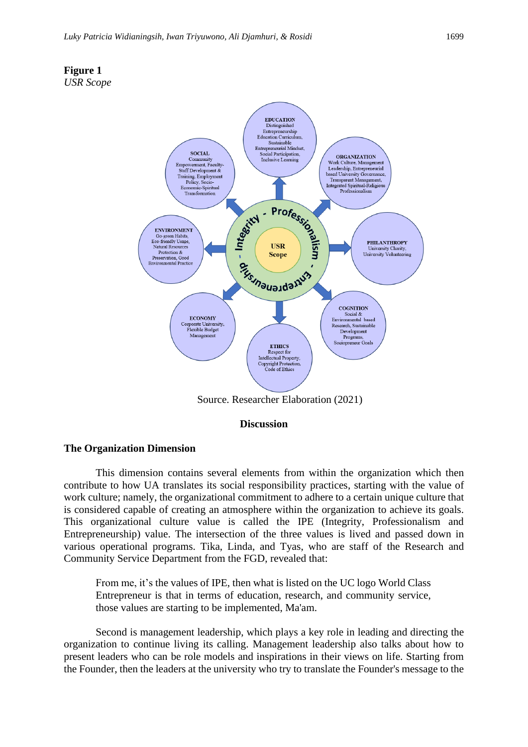**Figure 1**
*USR Scope*

- **USR Scope** — Integrity - Professionalism - Entrepreneurship
- **EDUCATION**: Distinguished Entrepreneurship Education Curriculum, Sustainable Entrepreneurial Mindset, Social Participation, Inclusive Learning
- **ORGANIZATION**: Work Culture, Management Leadership, Entrepreneurial based University Governance, Transparent Management, Integrated Spiritual-Religious Professionalism
- **PHILANTHROPY**: University Charity, University Volunteering
- **COGNITION**: Social & Environmental based Research, Sustainable Development Programs, Sociopreneur Goals
- **ETHICS**: Respect for Intellectual Property, Copyright Protection, Code of Ethics
- **ECONOMY**: Corporate University, Flexible Budget Management
- **ENVIRONMENT**: Go-green Habits, Eco-friendly Usage, Natural Resources Protection & Preservation, Good Environmental Practice
- **SOCIAL**: Community Empowerment, Faculty-Staff Development & Training, Employment Policy, Socio-Economic-Spiritual Transformation

Source. Researcher Elaboration (2021)

## Discussion

### The Organization Dimension

This dimension contains several elements from within the organization which then contribute to how UA translates its social responsibility practices, starting with the value of work culture; namely, the organizational commitment to adhere to a certain unique culture that is considered capable of creating an atmosphere within the organization to achieve its goals. This organizational culture value is called the IPE (Integrity, Professionalism and Entrepreneurship) value. The intersection of the three values is lived and passed down in various operational programs. Tika, Linda, and Tyas, who are staff of the Research and Community Service Department from the FGD, revealed that:

> From me, it's the values of IPE, then what is listed on the UC logo World Class Entrepreneur is that in terms of education, research, and community service, those values are starting to be implemented, Ma'am.

Second is management leadership, which plays a key role in leading and directing the organization to continue living its calling. Management leadership also talks about how to present leaders who can be role models and inspirations in their views on life. Starting from the Founder, then the leaders at the university who try to translate the Founder's message to the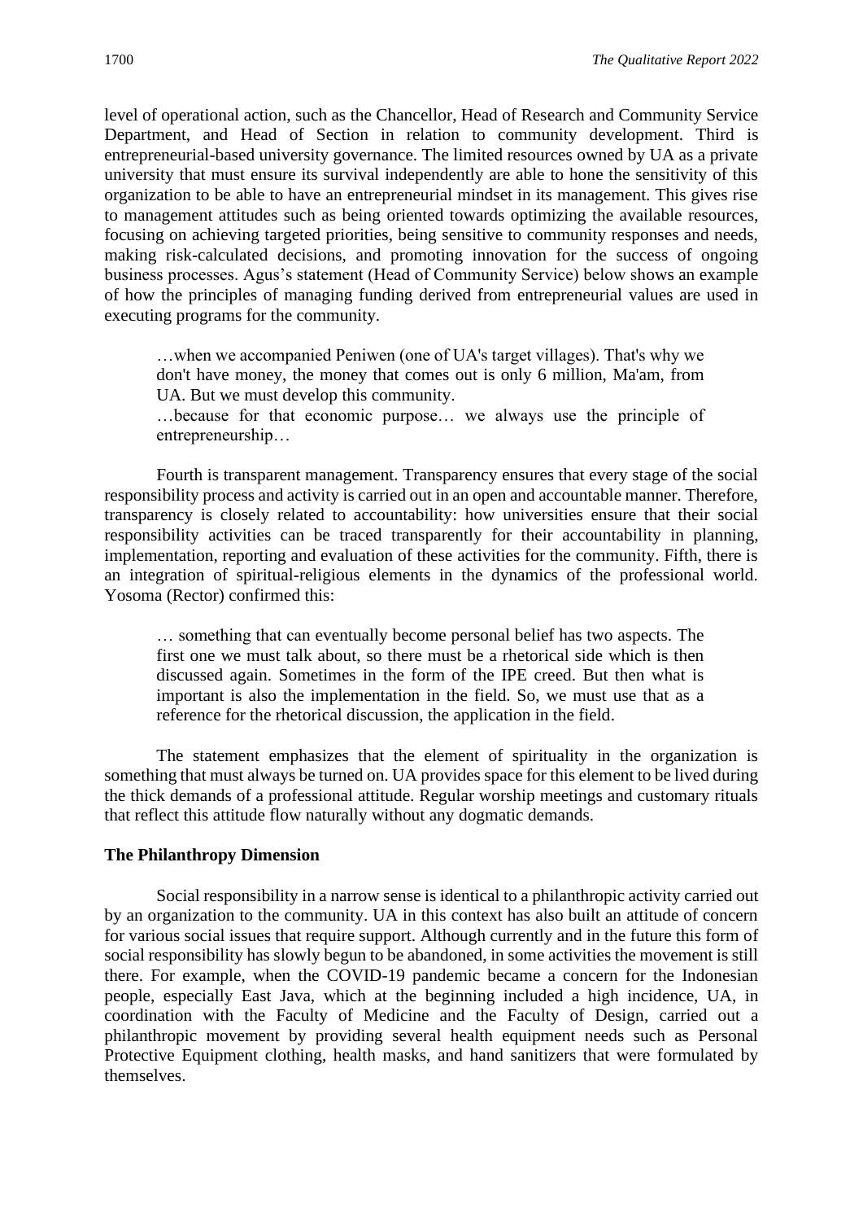level of operational action, such as the Chancellor, Head of Research and Community Service Department, and Head of Section in relation to community development. Third is entrepreneurial-based university governance. The limited resources owned by UA as a private university that must ensure its survival independently are able to hone the sensitivity of this organization to be able to have an entrepreneurial mindset in its management. This gives rise to management attitudes such as being oriented towards optimizing the available resources, focusing on achieving targeted priorities, being sensitive to community responses and needs, making risk-calculated decisions, and promoting innovation for the success of ongoing business processes. Agus's statement (Head of Community Service) below shows an example of how the principles of managing funding derived from entrepreneurial values are used in executing programs for the community.

> …when we accompanied Peniwen (one of UA's target villages). That's why we don't have money, the money that comes out is only 6 million, Ma'am, from UA. But we must develop this community.
> …because for that economic purpose… we always use the principle of entrepreneurship…

Fourth is transparent management. Transparency ensures that every stage of the social responsibility process and activity is carried out in an open and accountable manner. Therefore, transparency is closely related to accountability: how universities ensure that their social responsibility activities can be traced transparently for their accountability in planning, implementation, reporting and evaluation of these activities for the community. Fifth, there is an integration of spiritual-religious elements in the dynamics of the professional world. Yosoma (Rector) confirmed this:

> … something that can eventually become personal belief has two aspects. The first one we must talk about, so there must be a rhetorical side which is then discussed again. Sometimes in the form of the IPE creed. But then what is important is also the implementation in the field. So, we must use that as a reference for the rhetorical discussion, the application in the field.

The statement emphasizes that the element of spirituality in the organization is something that must always be turned on. UA provides space for this element to be lived during the thick demands of a professional attitude. Regular worship meetings and customary rituals that reflect this attitude flow naturally without any dogmatic demands.

### The Philanthropy Dimension

Social responsibility in a narrow sense is identical to a philanthropic activity carried out by an organization to the community. UA in this context has also built an attitude of concern for various social issues that require support. Although currently and in the future this form of social responsibility has slowly begun to be abandoned, in some activities the movement is still there. For example, when the COVID-19 pandemic became a concern for the Indonesian people, especially East Java, which at the beginning included a high incidence, UA, in coordination with the Faculty of Medicine and the Faculty of Design, carried out a philanthropic movement by providing several health equipment needs such as Personal Protective Equipment clothing, health masks, and hand sanitizers that were formulated by themselves.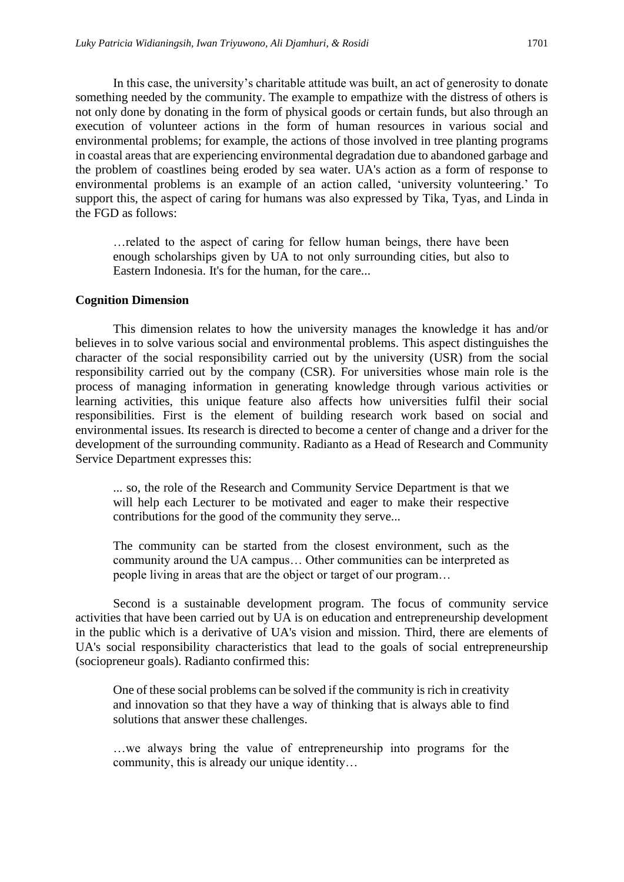In this case, the university's charitable attitude was built, an act of generosity to donate something needed by the community. The example to empathize with the distress of others is not only done by donating in the form of physical goods or certain funds, but also through an execution of volunteer actions in the form of human resources in various social and environmental problems; for example, the actions of those involved in tree planting programs in coastal areas that are experiencing environmental degradation due to abandoned garbage and the problem of coastlines being eroded by sea water. UA's action as a form of response to environmental problems is an example of an action called, 'university volunteering.' To support this, the aspect of caring for humans was also expressed by Tika, Tyas, and Linda in the FGD as follows:

> …related to the aspect of caring for fellow human beings, there have been enough scholarships given by UA to not only surrounding cities, but also to Eastern Indonesia. It's for the human, for the care...

**Cognition Dimension**

This dimension relates to how the university manages the knowledge it has and/or believes in to solve various social and environmental problems. This aspect distinguishes the character of the social responsibility carried out by the university (USR) from the social responsibility carried out by the company (CSR). For universities whose main role is the process of managing information in generating knowledge through various activities or learning activities, this unique feature also affects how universities fulfil their social responsibilities. First is the element of building research work based on social and environmental issues. Its research is directed to become a center of change and a driver for the development of the surrounding community. Radianto as a Head of Research and Community Service Department expresses this:

> ... so, the role of the Research and Community Service Department is that we will help each Lecturer to be motivated and eager to make their respective contributions for the good of the community they serve...
>
> The community can be started from the closest environment, such as the community around the UA campus… Other communities can be interpreted as people living in areas that are the object or target of our program…

Second is a sustainable development program. The focus of community service activities that have been carried out by UA is on education and entrepreneurship development in the public which is a derivative of UA's vision and mission. Third, there are elements of UA's social responsibility characteristics that lead to the goals of social entrepreneurship (sociopreneur goals). Radianto confirmed this:

> One of these social problems can be solved if the community is rich in creativity and innovation so that they have a way of thinking that is always able to find solutions that answer these challenges.
>
> …we always bring the value of entrepreneurship into programs for the community, this is already our unique identity…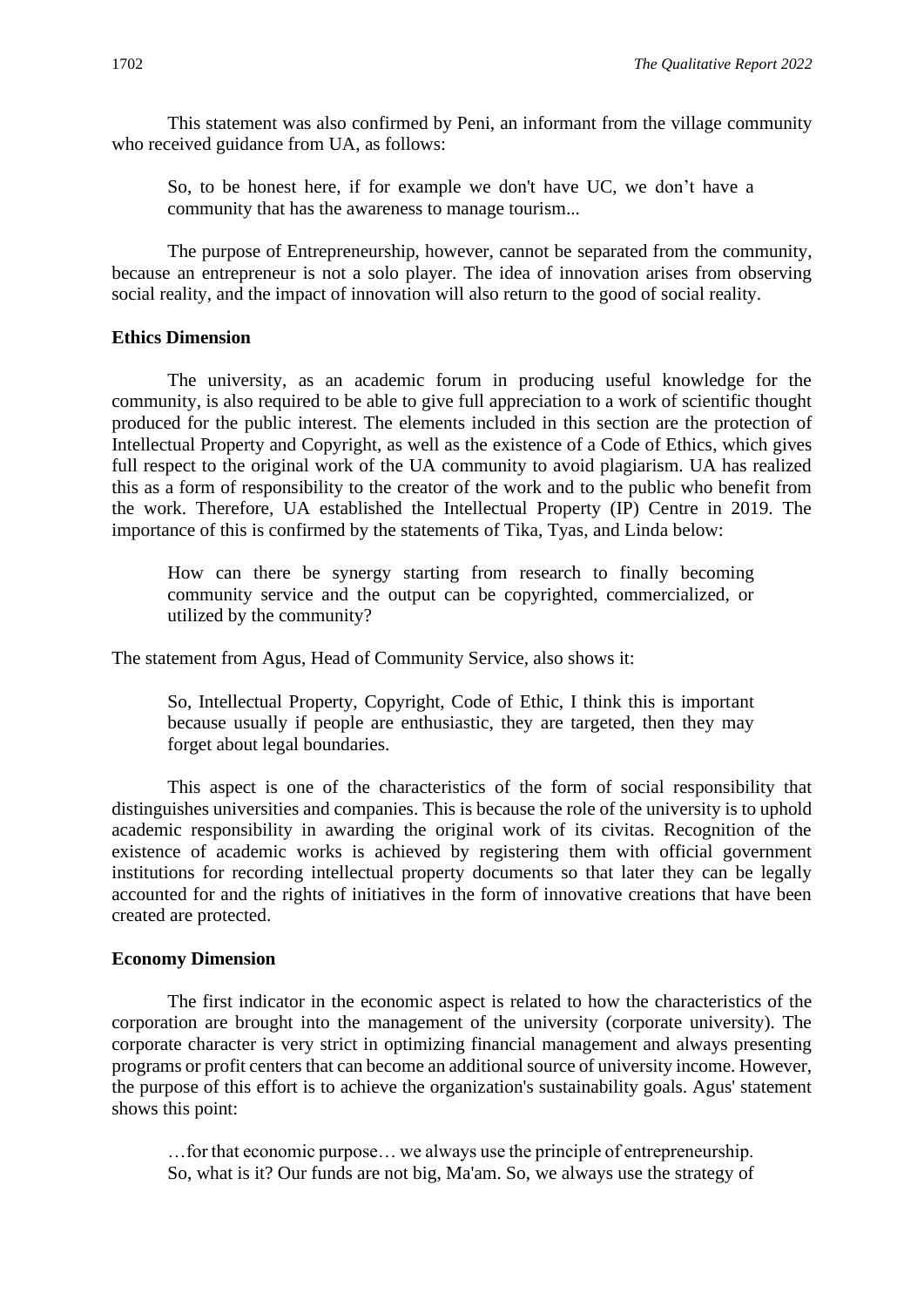This statement was also confirmed by Peni, an informant from the village community who received guidance from UA, as follows:

> So, to be honest here, if for example we don't have UC, we don't have a community that has the awareness to manage tourism...

The purpose of Entrepreneurship, however, cannot be separated from the community, because an entrepreneur is not a solo player. The idea of innovation arises from observing social reality, and the impact of innovation will also return to the good of social reality.

**Ethics Dimension**

The university, as an academic forum in producing useful knowledge for the community, is also required to be able to give full appreciation to a work of scientific thought produced for the public interest. The elements included in this section are the protection of Intellectual Property and Copyright, as well as the existence of a Code of Ethics, which gives full respect to the original work of the UA community to avoid plagiarism. UA has realized this as a form of responsibility to the creator of the work and to the public who benefit from the work. Therefore, UA established the Intellectual Property (IP) Centre in 2019. The importance of this is confirmed by the statements of Tika, Tyas, and Linda below:

> How can there be synergy starting from research to finally becoming community service and the output can be copyrighted, commercialized, or utilized by the community?

The statement from Agus, Head of Community Service, also shows it:

> So, Intellectual Property, Copyright, Code of Ethic, I think this is important because usually if people are enthusiastic, they are targeted, then they may forget about legal boundaries.

This aspect is one of the characteristics of the form of social responsibility that distinguishes universities and companies. This is because the role of the university is to uphold academic responsibility in awarding the original work of its civitas. Recognition of the existence of academic works is achieved by registering them with official government institutions for recording intellectual property documents so that later they can be legally accounted for and the rights of initiatives in the form of innovative creations that have been created are protected.

**Economy Dimension**

The first indicator in the economic aspect is related to how the characteristics of the corporation are brought into the management of the university (corporate university). The corporate character is very strict in optimizing financial management and always presenting programs or profit centers that can become an additional source of university income. However, the purpose of this effort is to achieve the organization's sustainability goals. Agus' statement shows this point:

> …for that economic purpose… we always use the principle of entrepreneurship. So, what is it? Our funds are not big, Ma'am. So, we always use the strategy of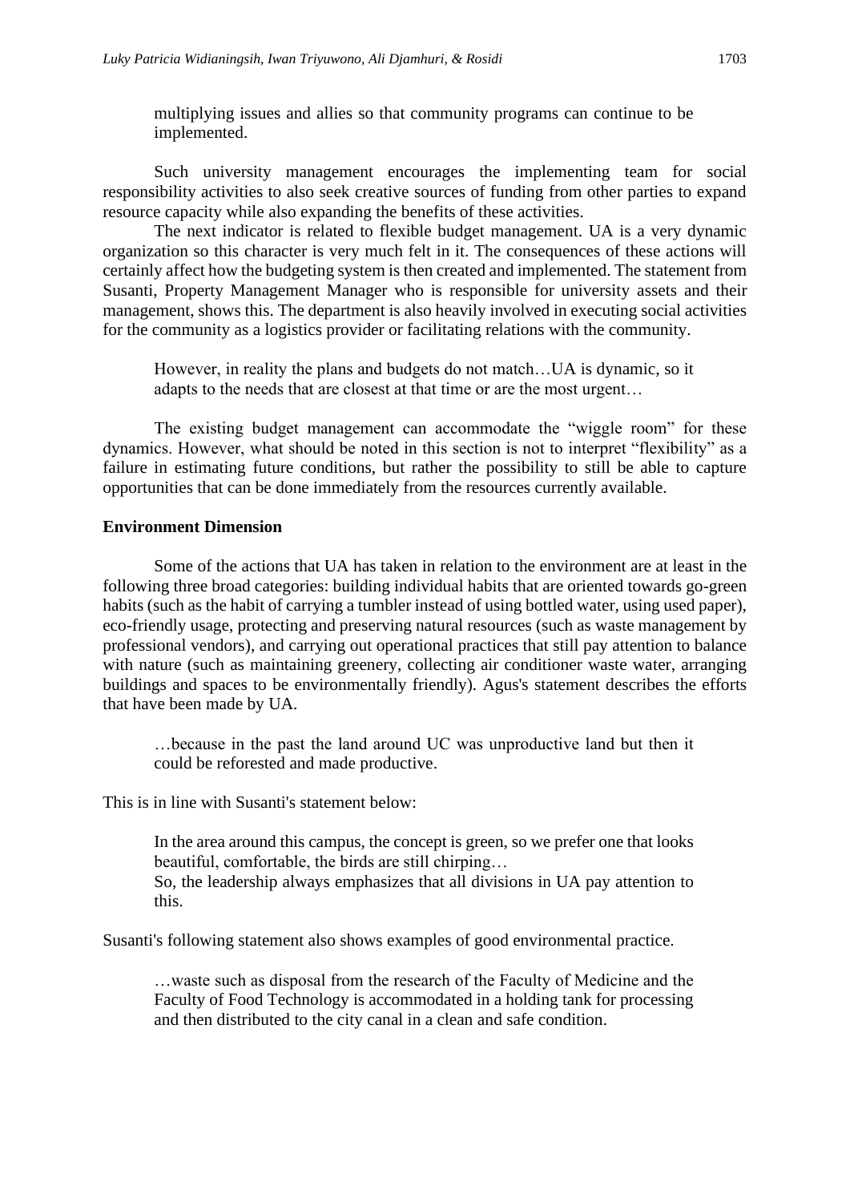multiplying issues and allies so that community programs can continue to be implemented.

Such university management encourages the implementing team for social responsibility activities to also seek creative sources of funding from other parties to expand resource capacity while also expanding the benefits of these activities.

The next indicator is related to flexible budget management. UA is a very dynamic organization so this character is very much felt in it. The consequences of these actions will certainly affect how the budgeting system is then created and implemented. The statement from Susanti, Property Management Manager who is responsible for university assets and their management, shows this. The department is also heavily involved in executing social activities for the community as a logistics provider or facilitating relations with the community.

> However, in reality the plans and budgets do not match…UA is dynamic, so it adapts to the needs that are closest at that time or are the most urgent…

The existing budget management can accommodate the "wiggle room" for these dynamics. However, what should be noted in this section is not to interpret "flexibility" as a failure in estimating future conditions, but rather the possibility to still be able to capture opportunities that can be done immediately from the resources currently available.

**Environment Dimension**

Some of the actions that UA has taken in relation to the environment are at least in the following three broad categories: building individual habits that are oriented towards go-green habits (such as the habit of carrying a tumbler instead of using bottled water, using used paper), eco-friendly usage, protecting and preserving natural resources (such as waste management by professional vendors), and carrying out operational practices that still pay attention to balance with nature (such as maintaining greenery, collecting air conditioner waste water, arranging buildings and spaces to be environmentally friendly). Agus's statement describes the efforts that have been made by UA.

> …because in the past the land around UC was unproductive land but then it could be reforested and made productive.

This is in line with Susanti's statement below:

> In the area around this campus, the concept is green, so we prefer one that looks beautiful, comfortable, the birds are still chirping…
> So, the leadership always emphasizes that all divisions in UA pay attention to this.

Susanti's following statement also shows examples of good environmental practice.

> …waste such as disposal from the research of the Faculty of Medicine and the Faculty of Food Technology is accommodated in a holding tank for processing and then distributed to the city canal in a clean and safe condition.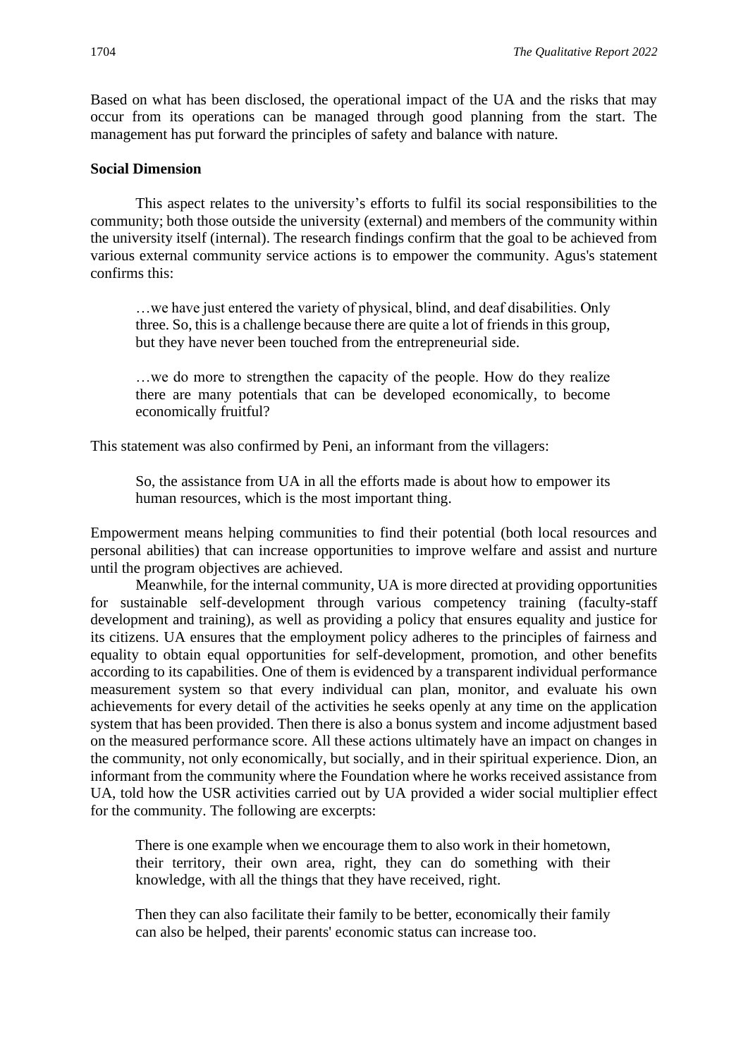Based on what has been disclosed, the operational impact of the UA and the risks that may occur from its operations can be managed through good planning from the start. The management has put forward the principles of safety and balance with nature.

**Social Dimension**

This aspect relates to the university's efforts to fulfil its social responsibilities to the community; both those outside the university (external) and members of the community within the university itself (internal). The research findings confirm that the goal to be achieved from various external community service actions is to empower the community. Agus's statement confirms this:

> …we have just entered the variety of physical, blind, and deaf disabilities. Only three. So, this is a challenge because there are quite a lot of friends in this group, but they have never been touched from the entrepreneurial side.
>
> …we do more to strengthen the capacity of the people. How do they realize there are many potentials that can be developed economically, to become economically fruitful?

This statement was also confirmed by Peni, an informant from the villagers:

> So, the assistance from UA in all the efforts made is about how to empower its human resources, which is the most important thing.

Empowerment means helping communities to find their potential (both local resources and personal abilities) that can increase opportunities to improve welfare and assist and nurture until the program objectives are achieved.

Meanwhile, for the internal community, UA is more directed at providing opportunities for sustainable self-development through various competency training (faculty-staff development and training), as well as providing a policy that ensures equality and justice for its citizens. UA ensures that the employment policy adheres to the principles of fairness and equality to obtain equal opportunities for self-development, promotion, and other benefits according to its capabilities. One of them is evidenced by a transparent individual performance measurement system so that every individual can plan, monitor, and evaluate his own achievements for every detail of the activities he seeks openly at any time on the application system that has been provided. Then there is also a bonus system and income adjustment based on the measured performance score. All these actions ultimately have an impact on changes in the community, not only economically, but socially, and in their spiritual experience. Dion, an informant from the community where the Foundation where he works received assistance from UA, told how the USR activities carried out by UA provided a wider social multiplier effect for the community. The following are excerpts:

> There is one example when we encourage them to also work in their hometown, their territory, their own area, right, they can do something with their knowledge, with all the things that they have received, right.
>
> Then they can also facilitate their family to be better, economically their family can also be helped, their parents' economic status can increase too.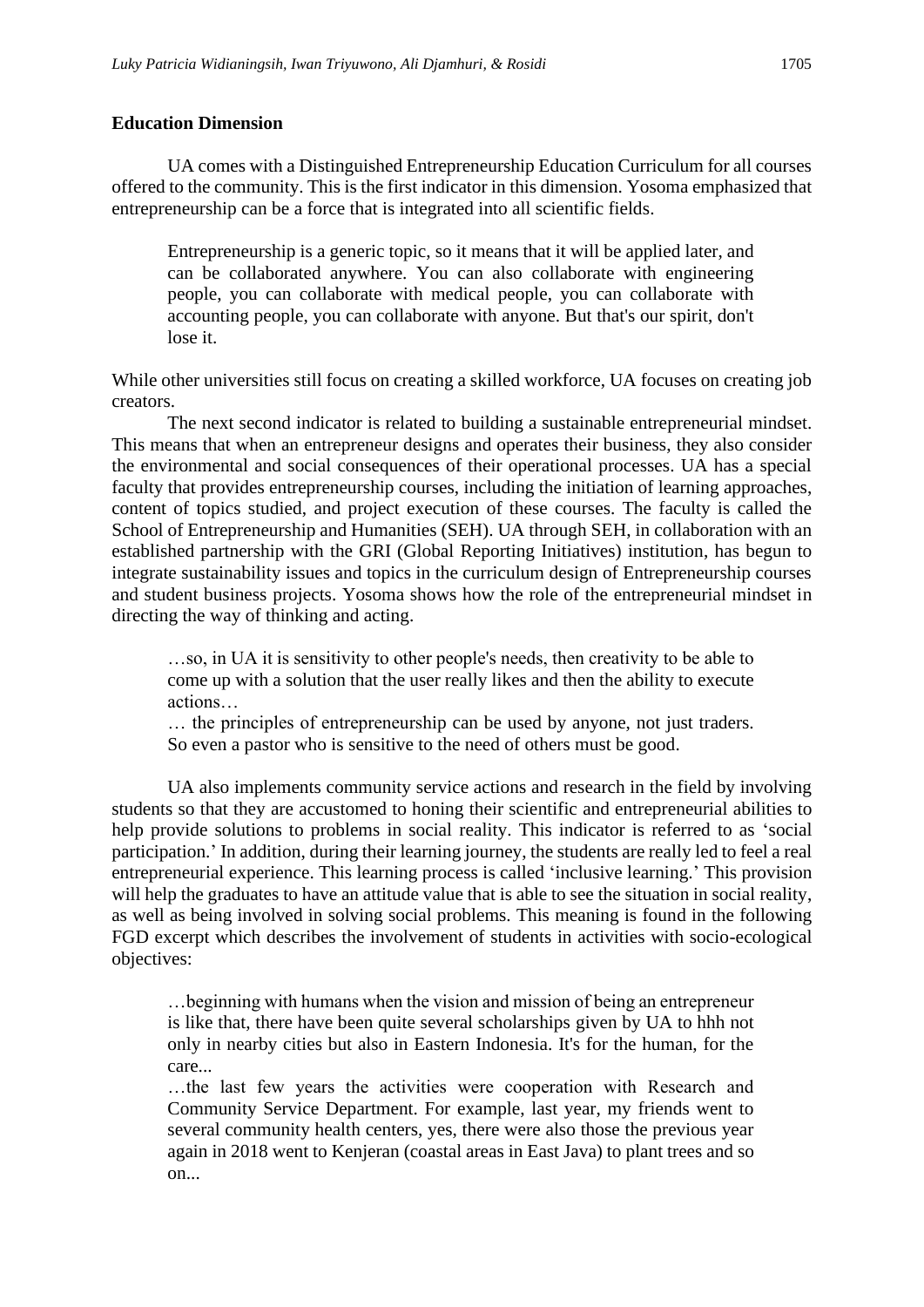## Education Dimension

UA comes with a Distinguished Entrepreneurship Education Curriculum for all courses offered to the community. This is the first indicator in this dimension. Yosoma emphasized that entrepreneurship can be a force that is integrated into all scientific fields.

> Entrepreneurship is a generic topic, so it means that it will be applied later, and can be collaborated anywhere. You can also collaborate with engineering people, you can collaborate with medical people, you can collaborate with accounting people, you can collaborate with anyone. But that's our spirit, don't lose it.

While other universities still focus on creating a skilled workforce, UA focuses on creating job creators.

The next second indicator is related to building a sustainable entrepreneurial mindset. This means that when an entrepreneur designs and operates their business, they also consider the environmental and social consequences of their operational processes. UA has a special faculty that provides entrepreneurship courses, including the initiation of learning approaches, content of topics studied, and project execution of these courses. The faculty is called the School of Entrepreneurship and Humanities (SEH). UA through SEH, in collaboration with an established partnership with the GRI (Global Reporting Initiatives) institution, has begun to integrate sustainability issues and topics in the curriculum design of Entrepreneurship courses and student business projects. Yosoma shows how the role of the entrepreneurial mindset in directing the way of thinking and acting.

> …so, in UA it is sensitivity to other people's needs, then creativity to be able to come up with a solution that the user really likes and then the ability to execute actions…
>
> … the principles of entrepreneurship can be used by anyone, not just traders. So even a pastor who is sensitive to the need of others must be good.

UA also implements community service actions and research in the field by involving students so that they are accustomed to honing their scientific and entrepreneurial abilities to help provide solutions to problems in social reality. This indicator is referred to as 'social participation.' In addition, during their learning journey, the students are really led to feel a real entrepreneurial experience. This learning process is called 'inclusive learning.' This provision will help the graduates to have an attitude value that is able to see the situation in social reality, as well as being involved in solving social problems. This meaning is found in the following FGD excerpt which describes the involvement of students in activities with socio-ecological objectives:

> …beginning with humans when the vision and mission of being an entrepreneur is like that, there have been quite several scholarships given by UA to hhh not only in nearby cities but also in Eastern Indonesia. It's for the human, for the care...
>
> …the last few years the activities were cooperation with Research and Community Service Department. For example, last year, my friends went to several community health centers, yes, there were also those the previous year again in 2018 went to Kenjeran (coastal areas in East Java) to plant trees and so on...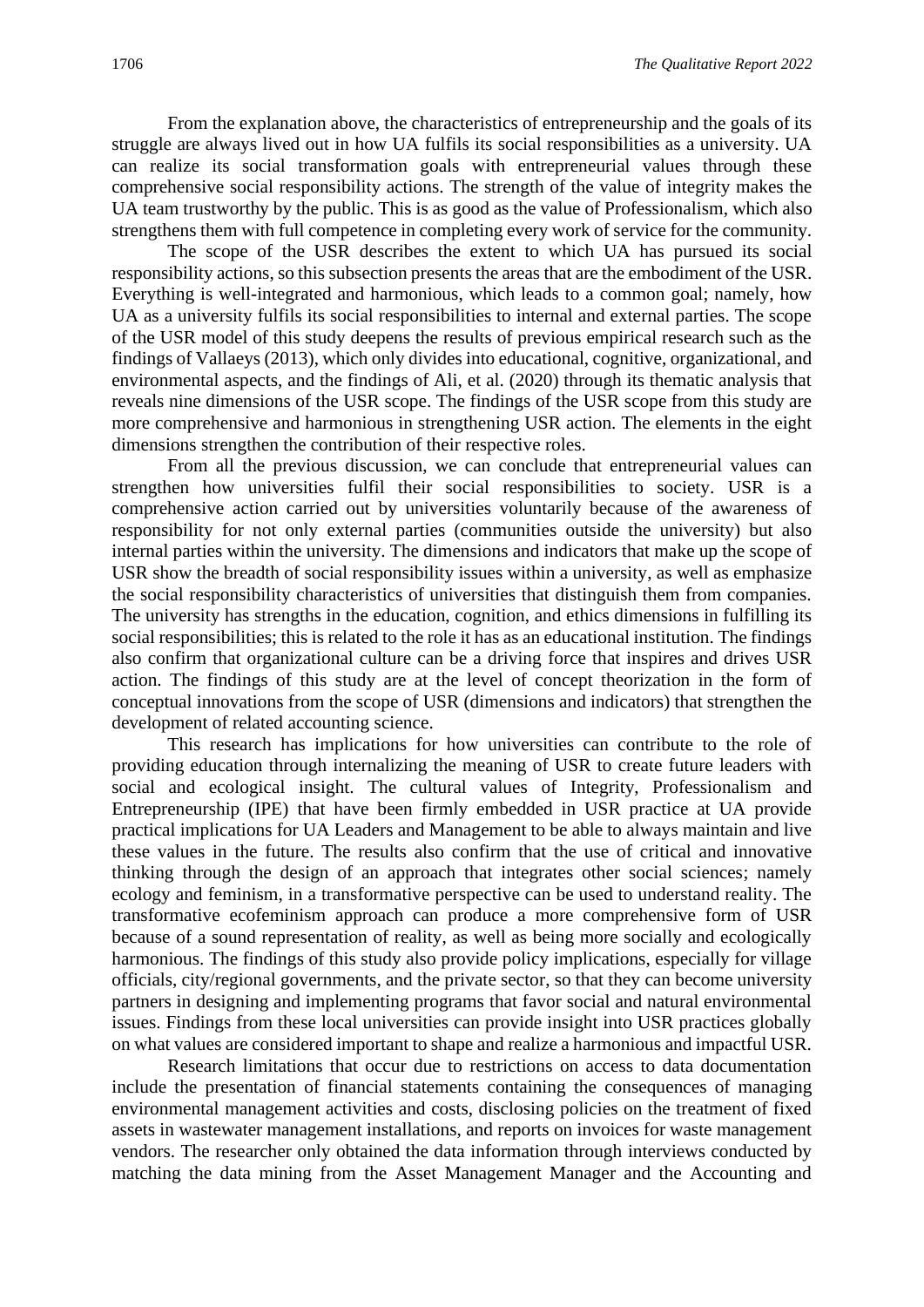From the explanation above, the characteristics of entrepreneurship and the goals of its struggle are always lived out in how UA fulfils its social responsibilities as a university. UA can realize its social transformation goals with entrepreneurial values through these comprehensive social responsibility actions. The strength of the value of integrity makes the UA team trustworthy by the public. This is as good as the value of Professionalism, which also strengthens them with full competence in completing every work of service for the community.

The scope of the USR describes the extent to which UA has pursued its social responsibility actions, so this subsection presents the areas that are the embodiment of the USR. Everything is well-integrated and harmonious, which leads to a common goal; namely, how UA as a university fulfils its social responsibilities to internal and external parties. The scope of the USR model of this study deepens the results of previous empirical research such as the findings of Vallaeys (2013), which only divides into educational, cognitive, organizational, and environmental aspects, and the findings of Ali, et al. (2020) through its thematic analysis that reveals nine dimensions of the USR scope. The findings of the USR scope from this study are more comprehensive and harmonious in strengthening USR action. The elements in the eight dimensions strengthen the contribution of their respective roles.

From all the previous discussion, we can conclude that entrepreneurial values can strengthen how universities fulfil their social responsibilities to society. USR is a comprehensive action carried out by universities voluntarily because of the awareness of responsibility for not only external parties (communities outside the university) but also internal parties within the university. The dimensions and indicators that make up the scope of USR show the breadth of social responsibility issues within a university, as well as emphasize the social responsibility characteristics of universities that distinguish them from companies. The university has strengths in the education, cognition, and ethics dimensions in fulfilling its social responsibilities; this is related to the role it has as an educational institution. The findings also confirm that organizational culture can be a driving force that inspires and drives USR action. The findings of this study are at the level of concept theorization in the form of conceptual innovations from the scope of USR (dimensions and indicators) that strengthen the development of related accounting science.

This research has implications for how universities can contribute to the role of providing education through internalizing the meaning of USR to create future leaders with social and ecological insight. The cultural values of Integrity, Professionalism and Entrepreneurship (IPE) that have been firmly embedded in USR practice at UA provide practical implications for UA Leaders and Management to be able to always maintain and live these values in the future. The results also confirm that the use of critical and innovative thinking through the design of an approach that integrates other social sciences; namely ecology and feminism, in a transformative perspective can be used to understand reality. The transformative ecofeminism approach can produce a more comprehensive form of USR because of a sound representation of reality, as well as being more socially and ecologically harmonious. The findings of this study also provide policy implications, especially for village officials, city/regional governments, and the private sector, so that they can become university partners in designing and implementing programs that favor social and natural environmental issues. Findings from these local universities can provide insight into USR practices globally on what values are considered important to shape and realize a harmonious and impactful USR.

Research limitations that occur due to restrictions on access to data documentation include the presentation of financial statements containing the consequences of managing environmental management activities and costs, disclosing policies on the treatment of fixed assets in wastewater management installations, and reports on invoices for waste management vendors. The researcher only obtained the data information through interviews conducted by matching the data mining from the Asset Management Manager and the Accounting and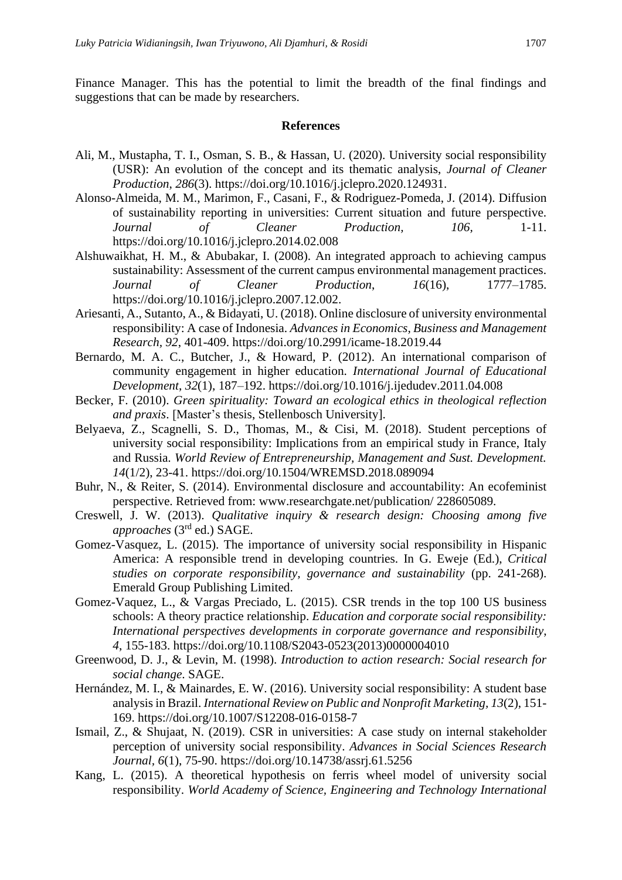Finance Manager. This has the potential to limit the breadth of the final findings and suggestions that can be made by researchers.

## References

Ali, M., Mustapha, T. I., Osman, S. B., & Hassan, U. (2020). University social responsibility (USR): An evolution of the concept and its thematic analysis, *Journal of Cleaner Production*, *286*(3). https://doi.org/10.1016/j.jclepro.2020.124931.

Alonso-Almeida, M. M., Marimon, F., Casani, F., & Rodriguez-Pomeda, J. (2014). Diffusion of sustainability reporting in universities: Current situation and future perspective. *Journal of Cleaner Production*, *106*, 1-11. https://doi.org/10.1016/j.jclepro.2014.02.008

Alshuwaikhat, H. M., & Abubakar, I. (2008). An integrated approach to achieving campus sustainability: Assessment of the current campus environmental management practices. *Journal of Cleaner Production*, *16*(16), 1777–1785. https://doi.org/10.1016/j.jclepro.2007.12.002.

Ariesanti, A., Sutanto, A., & Bidayati, U. (2018). Online disclosure of university environmental responsibility: A case of Indonesia. *Advances in Economics, Business and Management Research*, *92*, 401-409. https://doi.org/10.2991/icame-18.2019.44

Bernardo, M. A. C., Butcher, J., & Howard, P. (2012). An international comparison of community engagement in higher education. *International Journal of Educational Development*, *32*(1), 187–192. https://doi.org/10.1016/j.ijedudev.2011.04.008

Becker, F. (2010). *Green spirituality: Toward an ecological ethics in theological reflection and praxis*. [Master's thesis, Stellenbosch University].

Belyaeva, Z., Scagnelli, S. D., Thomas, M., & Cisi, M. (2018). Student perceptions of university social responsibility: Implications from an empirical study in France, Italy and Russia. *World Review of Entrepreneurship, Management and Sust. Development. 14*(1/2), 23-41. https://doi.org/10.1504/WREMSD.2018.089094

Buhr, N., & Reiter, S. (2014). Environmental disclosure and accountability: An ecofeminist perspective. Retrieved from: www.researchgate.net/publication/ 228605089.

Creswell, J. W. (2013). *Qualitative inquiry & research design: Choosing among five approaches* (3rd ed.) SAGE.

Gomez-Vasquez, L. (2015). The importance of university social responsibility in Hispanic America: A responsible trend in developing countries. In G. Eweje (Ed.), *Critical studies on corporate responsibility, governance and sustainability* (pp. 241-268). Emerald Group Publishing Limited.

Gomez-Vaquez, L., & Vargas Preciado, L. (2015). CSR trends in the top 100 US business schools: A theory practice relationship. *Education and corporate social responsibility: International perspectives developments in corporate governance and responsibility*, *4*, 155-183. https://doi.org/10.1108/S2043-0523(2013)0000004010

Greenwood, D. J., & Levin, M. (1998). *Introduction to action research: Social research for social change*. SAGE.

Hernández, M. I., & Mainardes, E. W. (2016). University social responsibility: A student base analysis in Brazil. *International Review on Public and Nonprofit Marketing, 13*(2), 151-169. https://doi.org/10.1007/S12208-016-0158-7

Ismail, Z., & Shujaat, N. (2019). CSR in universities: A case study on internal stakeholder perception of university social responsibility. *Advances in Social Sciences Research Journal, 6*(1), 75-90. https://doi.org/10.14738/assrj.61.5256

Kang, L. (2015). A theoretical hypothesis on ferris wheel model of university social responsibility. *World Academy of Science, Engineering and Technology International*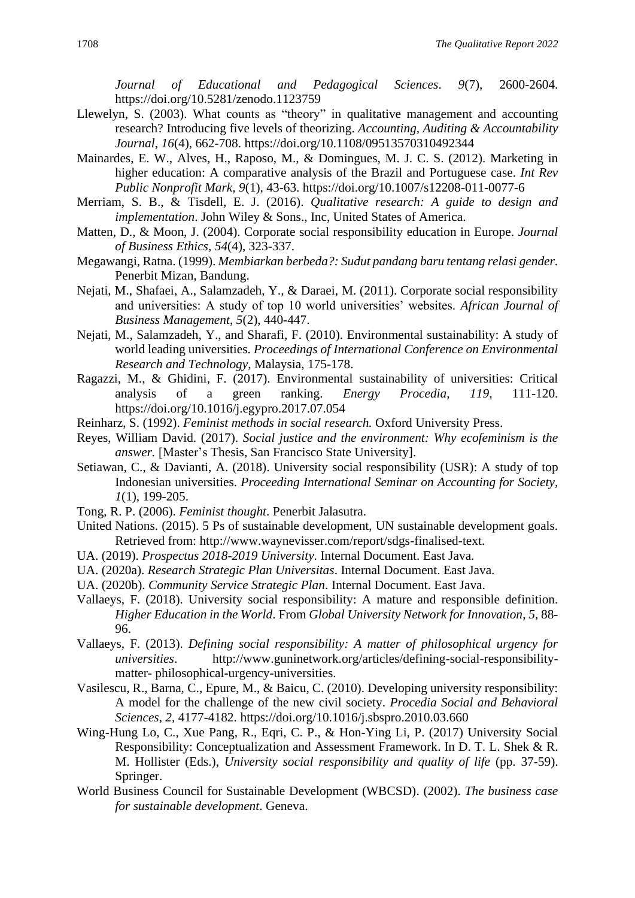*Journal of Educational and Pedagogical Sciences*. *9*(7), 2600-2604. https://doi.org/10.5281/zenodo.1123759

Llewelyn, S. (2003). What counts as "theory" in qualitative management and accounting research? Introducing five levels of theorizing. *Accounting, Auditing & Accountability Journal*, *16*(4), 662-708. https://doi.org/10.1108/09513570310492344

Mainardes, E. W., Alves, H., Raposo, M., & Domingues, M. J. C. S. (2012). Marketing in higher education: A comparative analysis of the Brazil and Portuguese case. *Int Rev Public Nonprofit Mark*, *9*(1), 43-63. https://doi.org/10.1007/s12208-011-0077-6

Merriam, S. B., & Tisdell, E. J. (2016). *Qualitative research: A guide to design and implementation*. John Wiley & Sons., Inc, United States of America.

Matten, D., & Moon, J. (2004). Corporate social responsibility education in Europe. *Journal of Business Ethics*, *54*(4), 323-337.

Megawangi, Ratna. (1999). *Membiarkan berbeda?: Sudut pandang baru tentang relasi gender*. Penerbit Mizan, Bandung.

Nejati, M., Shafaei, A., Salamzadeh, Y., & Daraei, M. (2011). Corporate social responsibility and universities: A study of top 10 world universities' websites. *African Journal of Business Management*, *5*(2), 440-447.

Nejati, M., Salamzadeh, Y., and Sharafi, F. (2010). Environmental sustainability: A study of world leading universities. *Proceedings of International Conference on Environmental Research and Technology*, Malaysia, 175-178.

Ragazzi, M., & Ghidini, F. (2017). Environmental sustainability of universities: Critical analysis of a green ranking. *Energy Procedia*, *119*, 111-120. https://doi.org/10.1016/j.egypro.2017.07.054

Reinharz, S. (1992). *Feminist methods in social research.* Oxford University Press.

Reyes, William David. (2017). *Social justice and the environment: Why ecofeminism is the answer.* [Master's Thesis, San Francisco State University].

Setiawan, C., & Davianti, A. (2018). University social responsibility (USR): A study of top Indonesian universities. *Proceeding International Seminar on Accounting for Society, 1*(1), 199-205.

Tong, R. P. (2006). *Feminist thought*. Penerbit Jalasutra.

United Nations. (2015). 5 Ps of sustainable development, UN sustainable development goals. Retrieved from: http://www.waynevisser.com/report/sdgs-finalised-text.

UA. (2019). *Prospectus 2018-2019 University*. Internal Document. East Java.

UA. (2020a). *Research Strategic Plan Universitas*. Internal Document. East Java.

UA. (2020b). *Community Service Strategic Plan*. Internal Document. East Java.

Vallaeys, F. (2018). University social responsibility: A mature and responsible definition. *Higher Education in the World*. From *Global University Network for Innovation, 5,* 88-96.

Vallaeys, F. (2013). *Defining social responsibility: A matter of philosophical urgency for universities*. http://www.guninetwork.org/articles/defining-social-responsibility-matter- philosophical-urgency-universities.

Vasilescu, R., Barna, C., Epure, M., & Baicu, C. (2010). Developing university responsibility: A model for the challenge of the new civil society. *Procedia Social and Behavioral Sciences*, *2*, 4177-4182. https://doi.org/10.1016/j.sbspro.2010.03.660

Wing-Hung Lo, C., Xue Pang, R., Eqri, C. P., & Hon-Ying Li, P. (2017) University Social Responsibility: Conceptualization and Assessment Framework. In D. T. L. Shek & R. M. Hollister (Eds.), *University social responsibility and quality of life* (pp. 37-59). Springer.

World Business Council for Sustainable Development (WBCSD). (2002). *The business case for sustainable development*. Geneva.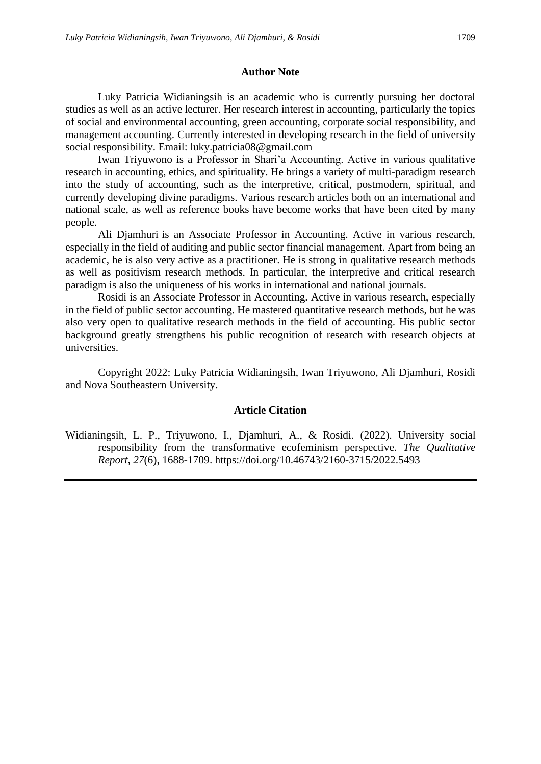## Author Note

Luky Patricia Widianingsih is an academic who is currently pursuing her doctoral studies as well as an active lecturer. Her research interest in accounting, particularly the topics of social and environmental accounting, green accounting, corporate social responsibility, and management accounting. Currently interested in developing research in the field of university social responsibility. Email: luky.patricia08@gmail.com

Iwan Triyuwono is a Professor in Shari'a Accounting. Active in various qualitative research in accounting, ethics, and spirituality. He brings a variety of multi-paradigm research into the study of accounting, such as the interpretive, critical, postmodern, spiritual, and currently developing divine paradigms. Various research articles both on an international and national scale, as well as reference books have become works that have been cited by many people.

Ali Djamhuri is an Associate Professor in Accounting. Active in various research, especially in the field of auditing and public sector financial management. Apart from being an academic, he is also very active as a practitioner. He is strong in qualitative research methods as well as positivism research methods. In particular, the interpretive and critical research paradigm is also the uniqueness of his works in international and national journals.

Rosidi is an Associate Professor in Accounting. Active in various research, especially in the field of public sector accounting. He mastered quantitative research methods, but he was also very open to qualitative research methods in the field of accounting. His public sector background greatly strengthens his public recognition of research with research objects at universities.

Copyright 2022: Luky Patricia Widianingsih, Iwan Triyuwono, Ali Djamhuri, Rosidi and Nova Southeastern University.

## Article Citation

Widianingsih, L. P., Triyuwono, I., Djamhuri, A., & Rosidi. (2022). University social responsibility from the transformative ecofeminism perspective. *The Qualitative Report*, *27*(6), 1688-1709. https://doi.org/10.46743/2160-3715/2022.5493